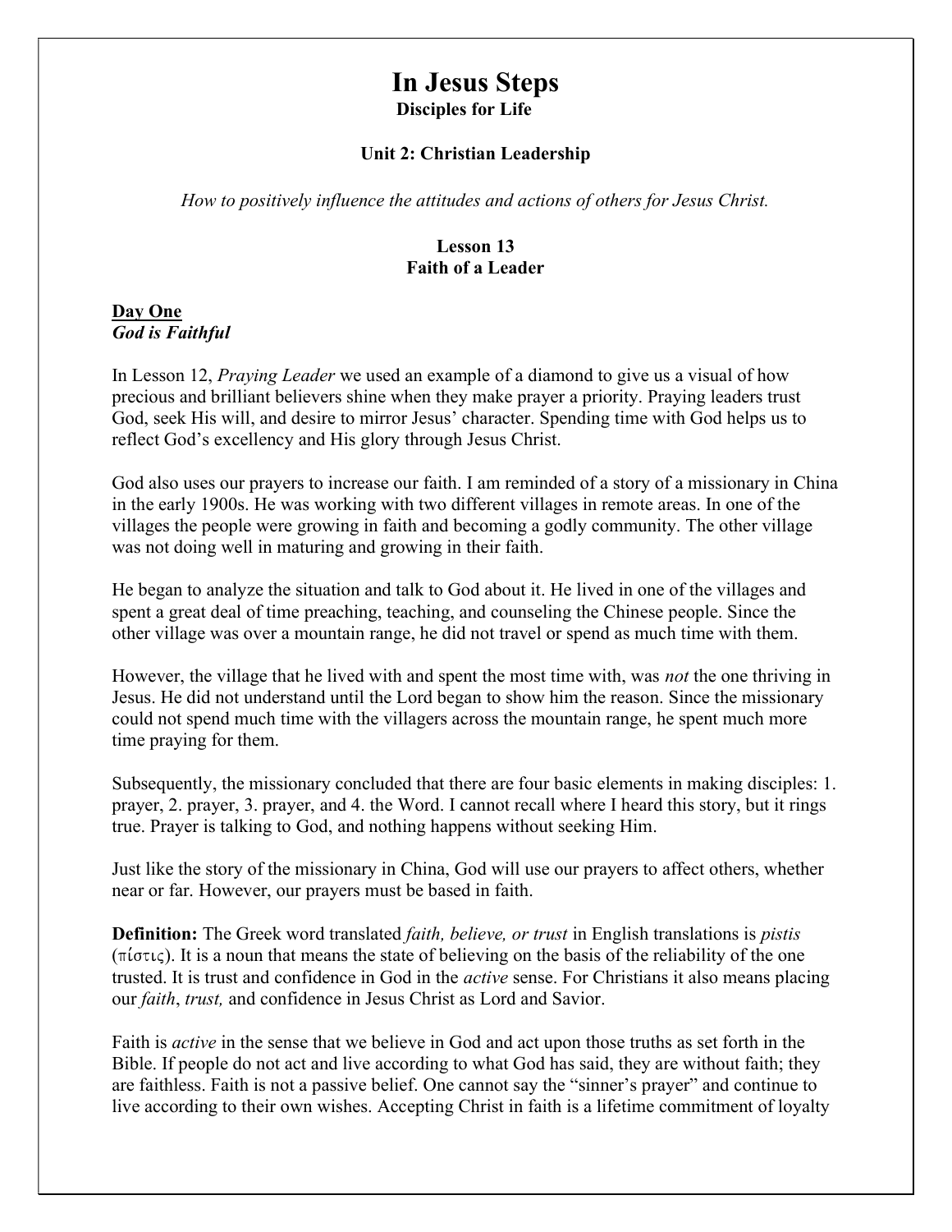# In Jesus Steps

**Disciples for Life**

**Unit 2: Christian Leadership**

*How to positively influence the attitudes and actions of others for Jesus Christ.*

**Lesson 13**
**Faith of a Leader**

## Day One
### *God is Faithful*

In Lesson 12, *Praying Leader* we used an example of a diamond to give us a visual of how precious and brilliant believers shine when they make prayer a priority. Praying leaders trust God, seek His will, and desire to mirror Jesus' character. Spending time with God helps us to reflect God's excellency and His glory through Jesus Christ.

God also uses our prayers to increase our faith. I am reminded of a story of a missionary in China in the early 1900s. He was working with two different villages in remote areas. In one of the villages the people were growing in faith and becoming a godly community. The other village was not doing well in maturing and growing in their faith.

He began to analyze the situation and talk to God about it. He lived in one of the villages and spent a great deal of time preaching, teaching, and counseling the Chinese people. Since the other village was over a mountain range, he did not travel or spend as much time with them.

However, the village that he lived with and spent the most time with, was *not* the one thriving in Jesus. He did not understand until the Lord began to show him the reason. Since the missionary could not spend much time with the villagers across the mountain range, he spent much more time praying for them.

Subsequently, the missionary concluded that there are four basic elements in making disciples: 1. prayer, 2. prayer, 3. prayer, and 4. the Word. I cannot recall where I heard this story, but it rings true. Prayer is talking to God, and nothing happens without seeking Him.

Just like the story of the missionary in China, God will use our prayers to affect others, whether near or far. However, our prayers must be based in faith.

**Definition:** The Greek word translated *faith, believe, or trust* in English translations is *pistis* (πίστις). It is a noun that means the state of believing on the basis of the reliability of the one trusted. It is trust and confidence in God in the *active* sense. For Christians it also means placing our *faith*, *trust,* and confidence in Jesus Christ as Lord and Savior.

Faith is *active* in the sense that we believe in God and act upon those truths as set forth in the Bible. If people do not act and live according to what God has said, they are without faith; they are faithless. Faith is not a passive belief. One cannot say the "sinner's prayer" and continue to live according to their own wishes. Accepting Christ in faith is a lifetime commitment of loyalty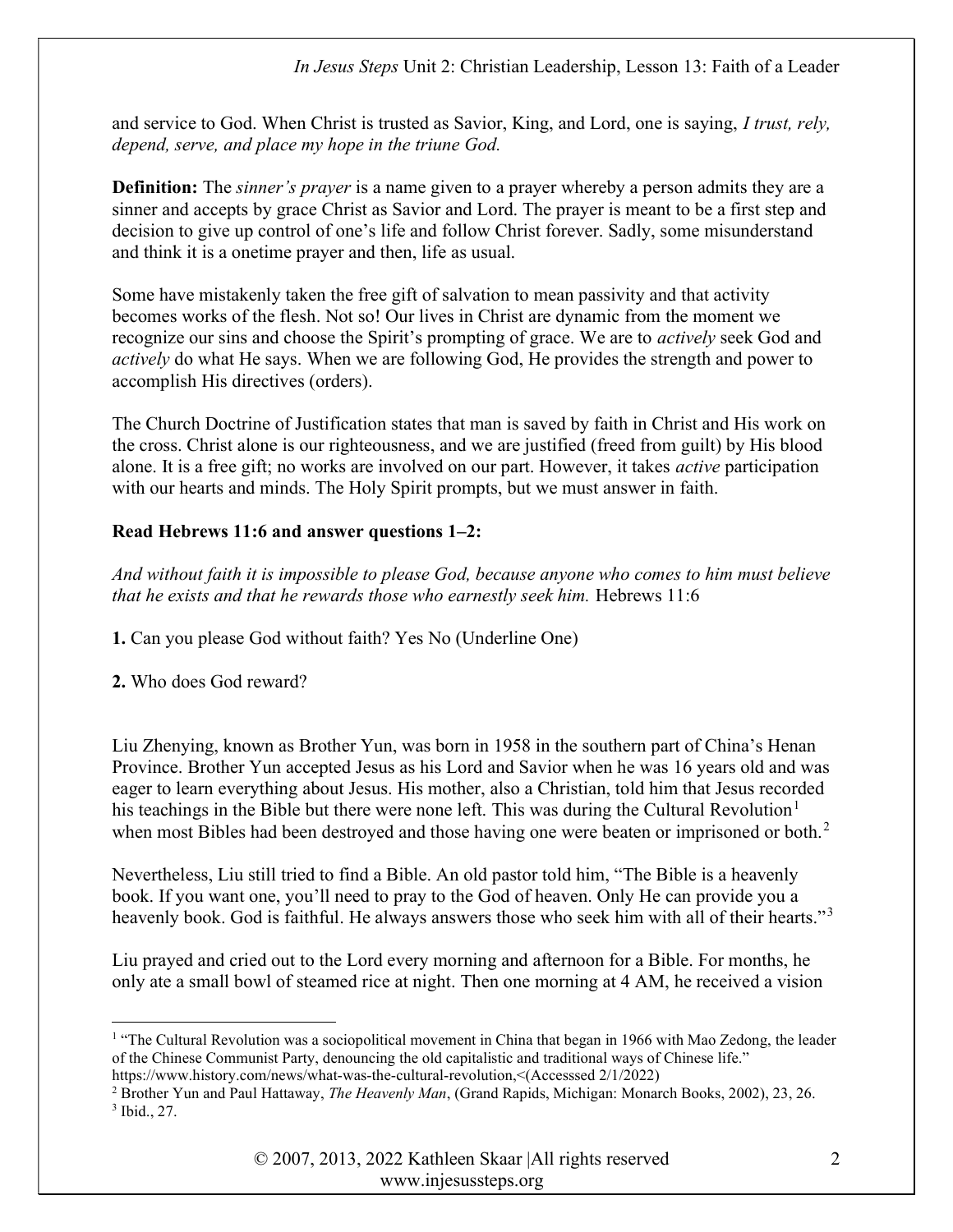and service to God. When Christ is trusted as Savior, King, and Lord, one is saying, *I trust, rely, depend, serve, and place my hope in the triune God.*

**Definition:** The *sinner's prayer* is a name given to a prayer whereby a person admits they are a sinner and accepts by grace Christ as Savior and Lord. The prayer is meant to be a first step and decision to give up control of one's life and follow Christ forever. Sadly, some misunderstand and think it is a onetime prayer and then, life as usual.

Some have mistakenly taken the free gift of salvation to mean passivity and that activity becomes works of the flesh. Not so! Our lives in Christ are dynamic from the moment we recognize our sins and choose the Spirit's prompting of grace. We are to *actively* seek God and *actively* do what He says. When we are following God, He provides the strength and power to accomplish His directives (orders).

The Church Doctrine of Justification states that man is saved by faith in Christ and His work on the cross. Christ alone is our righteousness, and we are justified (freed from guilt) by His blood alone. It is a free gift; no works are involved on our part. However, it takes *active* participation with our hearts and minds. The Holy Spirit prompts, but we must answer in faith.

**Read Hebrews 11:6 and answer questions 1–2:**

*And without faith it is impossible to please God, because anyone who comes to him must believe that he exists and that he rewards those who earnestly seek him.* Hebrews 11:6

**1.** Can you please God without faith? Yes No (Underline One)

**2.** Who does God reward?

Liu Zhenying, known as Brother Yun, was born in 1958 in the southern part of China's Henan Province. Brother Yun accepted Jesus as his Lord and Savior when he was 16 years old and was eager to learn everything about Jesus. His mother, also a Christian, told him that Jesus recorded his teachings in the Bible but there were none left. This was during the Cultural Revolution[1] when most Bibles had been destroyed and those having one were beaten or imprisoned or both.[2]

Nevertheless, Liu still tried to find a Bible. An old pastor told him, "The Bible is a heavenly book. If you want one, you'll need to pray to the God of heaven. Only He can provide you a heavenly book. God is faithful. He always answers those who seek him with all of their hearts."[3]

Liu prayed and cried out to the Lord every morning and afternoon for a Bible. For months, he only ate a small bowl of steamed rice at night. Then one morning at 4 AM, he received a vision

---

[1] "The Cultural Revolution was a sociopolitical movement in China that began in 1966 with Mao Zedong, the leader of the Chinese Communist Party, denouncing the old capitalistic and traditional ways of Chinese life." https://www.history.com/news/what-was-the-cultural-revolution,<(Accesssed 2/1/2022)

[2] Brother Yun and Paul Hattaway, *The Heavenly Man*, (Grand Rapids, Michigan: Monarch Books, 2002), 23, 26.

[3] Ibid., 27.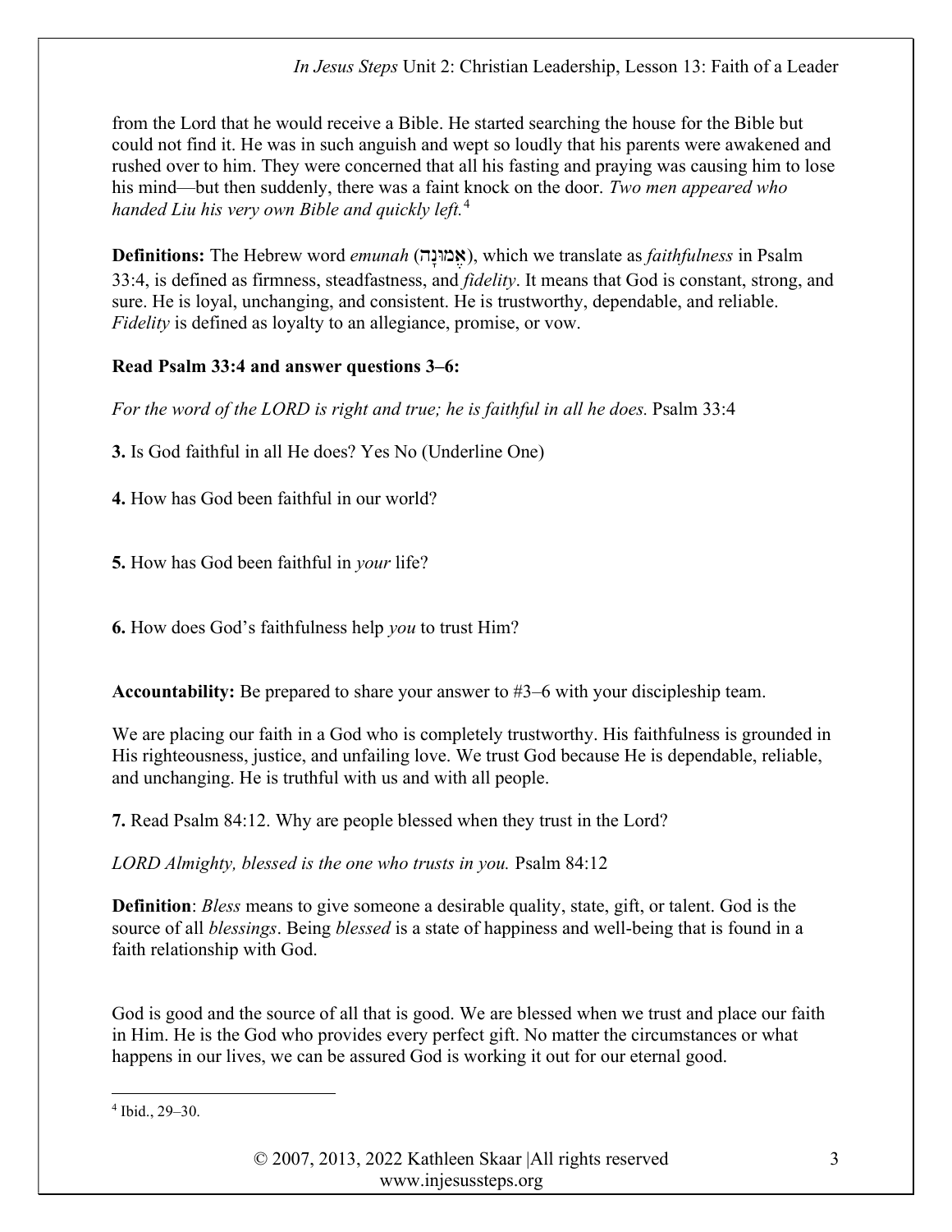from the Lord that he would receive a Bible. He started searching the house for the Bible but could not find it. He was in such anguish and wept so loudly that his parents were awakened and rushed over to him. They were concerned that all his fasting and praying was causing him to lose his mind—but then suddenly, there was a faint knock on the door. *Two men appeared who handed Liu his very own Bible and quickly left.*[4]

**Definitions:** The Hebrew word *emunah* (אֱמוּנָה), which we translate as *faithfulness* in Psalm 33:4, is defined as firmness, steadfastness, and *fidelity*. It means that God is constant, strong, and sure. He is loyal, unchanging, and consistent. He is trustworthy, dependable, and reliable. *Fidelity* is defined as loyalty to an allegiance, promise, or vow.

**Read Psalm 33:4 and answer questions 3–6:**

*For the word of the LORD is right and true; he is faithful in all he does.* Psalm 33:4

**3.** Is God faithful in all He does? Yes No (Underline One)

**4.** How has God been faithful in our world?

**5.** How has God been faithful in *your* life?

**6.** How does God's faithfulness help *you* to trust Him?

**Accountability:** Be prepared to share your answer to #3–6 with your discipleship team.

We are placing our faith in a God who is completely trustworthy. His faithfulness is grounded in His righteousness, justice, and unfailing love. We trust God because He is dependable, reliable, and unchanging. He is truthful with us and with all people.

**7.** Read Psalm 84:12. Why are people blessed when they trust in the Lord?

*LORD Almighty, blessed is the one who trusts in you.* Psalm 84:12

**Definition**: *Bless* means to give someone a desirable quality, state, gift, or talent. God is the source of all *blessings*. Being *blessed* is a state of happiness and well-being that is found in a faith relationship with God.

God is good and the source of all that is good. We are blessed when we trust and place our faith in Him. He is the God who provides every perfect gift. No matter the circumstances or what happens in our lives, we can be assured God is working it out for our eternal good.

---

[4] Ibid., 29–30.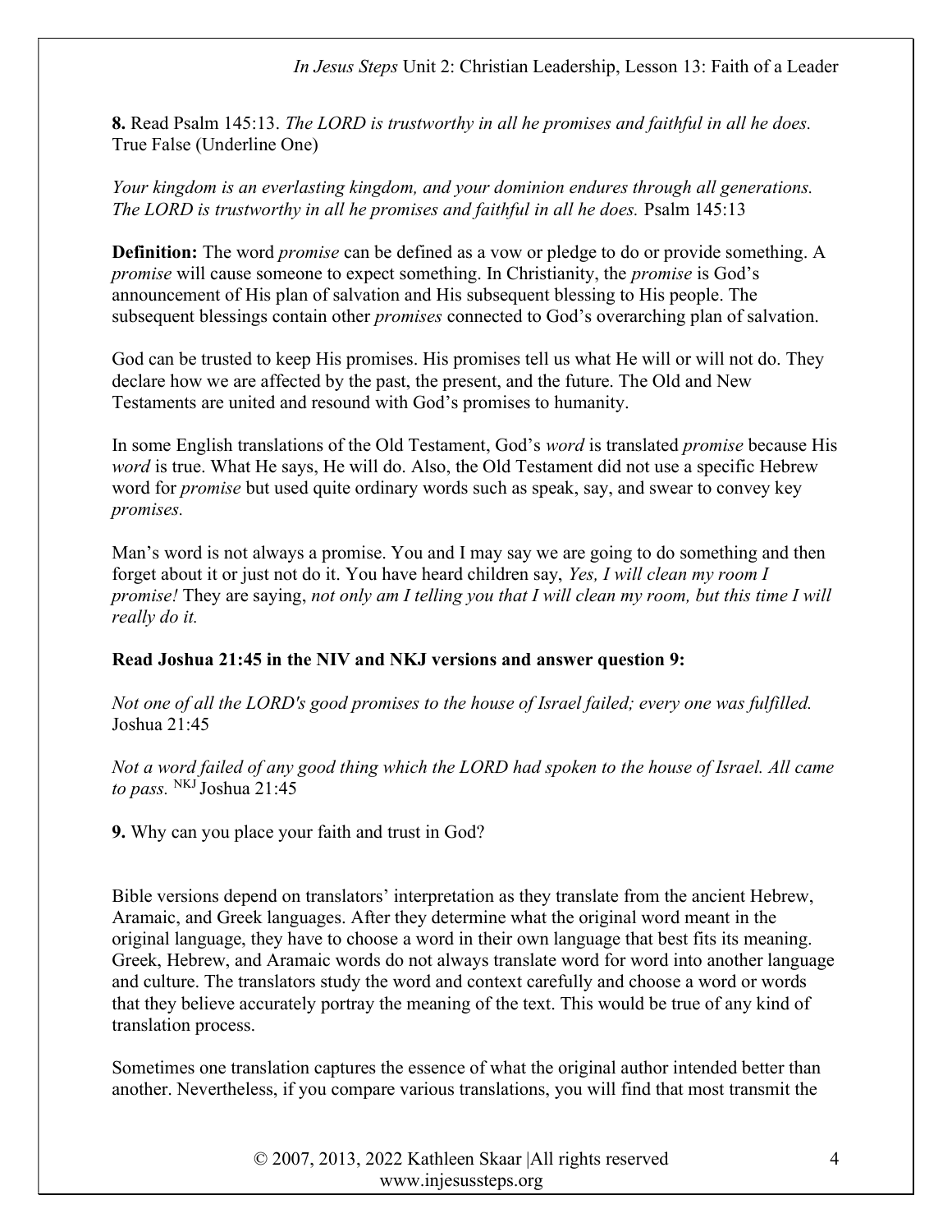**8.** Read Psalm 145:13. *The LORD is trustworthy in all he promises and faithful in all he does.* True False (Underline One)

*Your kingdom is an everlasting kingdom, and your dominion endures through all generations. The LORD is trustworthy in all he promises and faithful in all he does.* Psalm 145:13

**Definition:** The word *promise* can be defined as a vow or pledge to do or provide something. A *promise* will cause someone to expect something. In Christianity, the *promise* is God's announcement of His plan of salvation and His subsequent blessing to His people. The subsequent blessings contain other *promises* connected to God's overarching plan of salvation.

God can be trusted to keep His promises. His promises tell us what He will or will not do. They declare how we are affected by the past, the present, and the future. The Old and New Testaments are united and resound with God's promises to humanity.

In some English translations of the Old Testament, God's *word* is translated *promise* because His *word* is true. What He says, He will do. Also, the Old Testament did not use a specific Hebrew word for *promise* but used quite ordinary words such as speak, say, and swear to convey key *promises.*

Man's word is not always a promise. You and I may say we are going to do something and then forget about it or just not do it. You have heard children say, *Yes, I will clean my room I promise!* They are saying, *not only am I telling you that I will clean my room, but this time I will really do it.*

**Read Joshua 21:45 in the NIV and NKJ versions and answer question 9:**

*Not one of all the LORD's good promises to the house of Israel failed; every one was fulfilled.* Joshua 21:45

*Not a word failed of any good thing which the LORD had spoken to the house of Israel. All came to pass.* NKJ Joshua 21:45

**9.** Why can you place your faith and trust in God?

Bible versions depend on translators' interpretation as they translate from the ancient Hebrew, Aramaic, and Greek languages. After they determine what the original word meant in the original language, they have to choose a word in their own language that best fits its meaning. Greek, Hebrew, and Aramaic words do not always translate word for word into another language and culture. The translators study the word and context carefully and choose a word or words that they believe accurately portray the meaning of the text. This would be true of any kind of translation process.

Sometimes one translation captures the essence of what the original author intended better than another. Nevertheless, if you compare various translations, you will find that most transmit the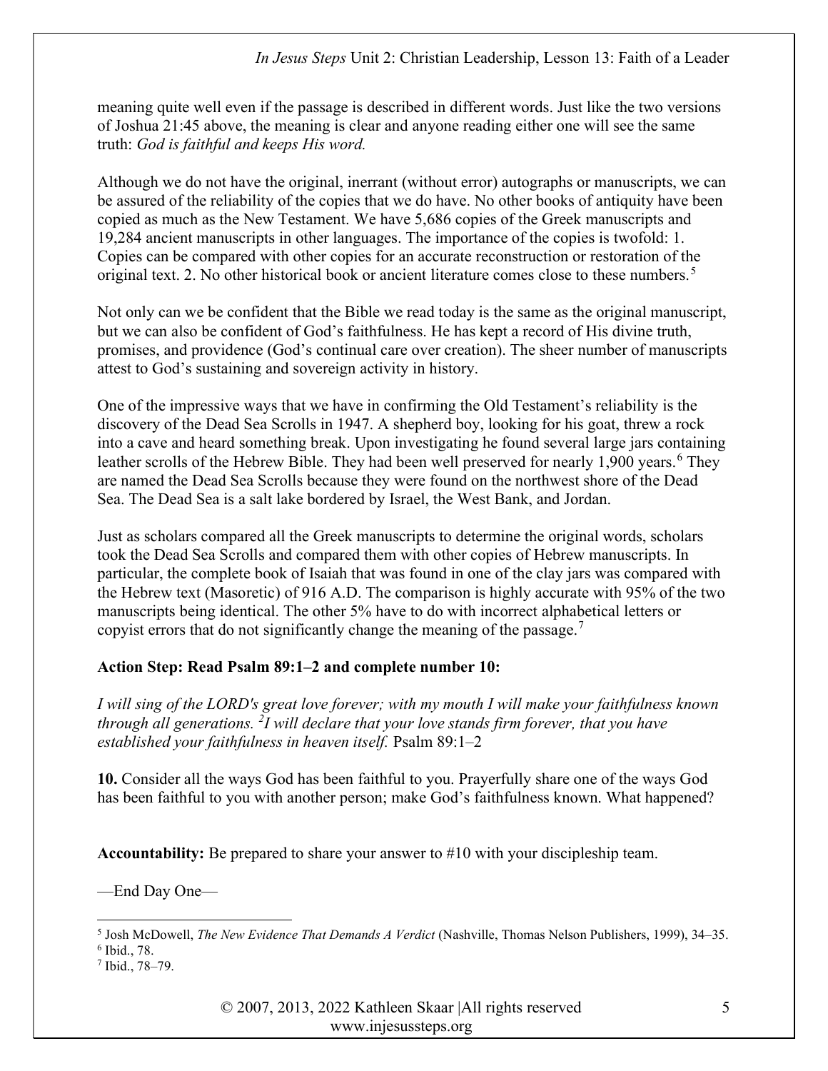meaning quite well even if the passage is described in different words. Just like the two versions of Joshua 21:45 above, the meaning is clear and anyone reading either one will see the same truth: *God is faithful and keeps His word.*

Although we do not have the original, inerrant (without error) autographs or manuscripts, we can be assured of the reliability of the copies that we do have. No other books of antiquity have been copied as much as the New Testament. We have 5,686 copies of the Greek manuscripts and 19,284 ancient manuscripts in other languages. The importance of the copies is twofold: 1. Copies can be compared with other copies for an accurate reconstruction or restoration of the original text. 2. No other historical book or ancient literature comes close to these numbers.[5]

Not only can we be confident that the Bible we read today is the same as the original manuscript, but we can also be confident of God's faithfulness. He has kept a record of His divine truth, promises, and providence (God's continual care over creation). The sheer number of manuscripts attest to God's sustaining and sovereign activity in history.

One of the impressive ways that we have in confirming the Old Testament's reliability is the discovery of the Dead Sea Scrolls in 1947. A shepherd boy, looking for his goat, threw a rock into a cave and heard something break. Upon investigating he found several large jars containing leather scrolls of the Hebrew Bible. They had been well preserved for nearly 1,900 years.[6] They are named the Dead Sea Scrolls because they were found on the northwest shore of the Dead Sea. The Dead Sea is a salt lake bordered by Israel, the West Bank, and Jordan.

Just as scholars compared all the Greek manuscripts to determine the original words, scholars took the Dead Sea Scrolls and compared them with other copies of Hebrew manuscripts. In particular, the complete book of Isaiah that was found in one of the clay jars was compared with the Hebrew text (Masoretic) of 916 A.D. The comparison is highly accurate with 95% of the two manuscripts being identical. The other 5% have to do with incorrect alphabetical letters or copyist errors that do not significantly change the meaning of the passage.[7]

**Action Step: Read Psalm 89:1–2 and complete number 10:**

*I will sing of the LORD's great love forever; with my mouth I will make your faithfulness known through all generations. [2]I will declare that your love stands firm forever, that you have established your faithfulness in heaven itself.* Psalm 89:1–2

**10.** Consider all the ways God has been faithful to you. Prayerfully share one of the ways God has been faithful to you with another person; make God's faithfulness known. What happened?

**Accountability:** Be prepared to share your answer to #10 with your discipleship team.

—End Day One—

---

[5] Josh McDowell, *The New Evidence That Demands A Verdict* (Nashville, Thomas Nelson Publishers, 1999), 34–35.

[6] Ibid., 78.

[7] Ibid., 78–79.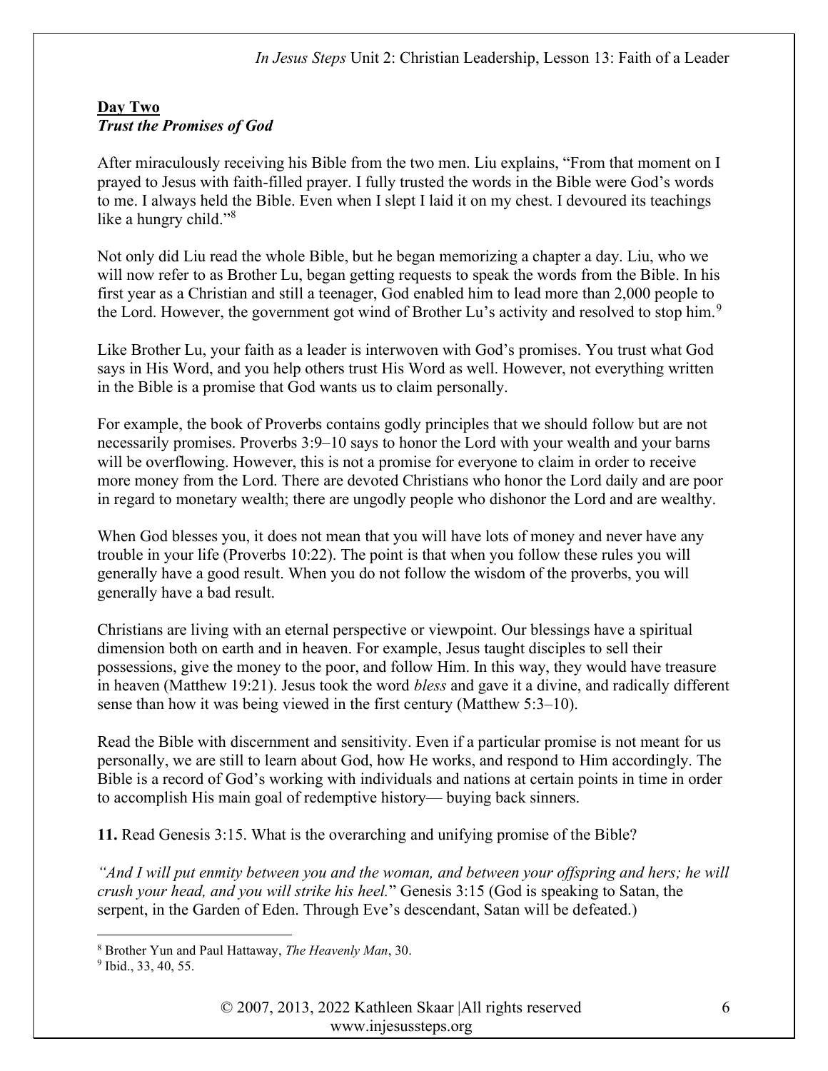**Day Two**
***Trust the Promises of God***

After miraculously receiving his Bible from the two men. Liu explains, "From that moment on I prayed to Jesus with faith-filled prayer. I fully trusted the words in the Bible were God's words to me. I always held the Bible. Even when I slept I laid it on my chest. I devoured its teachings like a hungry child."[8]

Not only did Liu read the whole Bible, but he began memorizing a chapter a day. Liu, who we will now refer to as Brother Lu, began getting requests to speak the words from the Bible. In his first year as a Christian and still a teenager, God enabled him to lead more than 2,000 people to the Lord. However, the government got wind of Brother Lu's activity and resolved to stop him.[9]

Like Brother Lu, your faith as a leader is interwoven with God's promises. You trust what God says in His Word, and you help others trust His Word as well. However, not everything written in the Bible is a promise that God wants us to claim personally.

For example, the book of Proverbs contains godly principles that we should follow but are not necessarily promises. Proverbs 3:9–10 says to honor the Lord with your wealth and your barns will be overflowing. However, this is not a promise for everyone to claim in order to receive more money from the Lord. There are devoted Christians who honor the Lord daily and are poor in regard to monetary wealth; there are ungodly people who dishonor the Lord and are wealthy.

When God blesses you, it does not mean that you will have lots of money and never have any trouble in your life (Proverbs 10:22). The point is that when you follow these rules you will generally have a good result. When you do not follow the wisdom of the proverbs, you will generally have a bad result.

Christians are living with an eternal perspective or viewpoint. Our blessings have a spiritual dimension both on earth and in heaven. For example, Jesus taught disciples to sell their possessions, give the money to the poor, and follow Him. In this way, they would have treasure in heaven (Matthew 19:21). Jesus took the word *bless* and gave it a divine, and radically different sense than how it was being viewed in the first century (Matthew 5:3–10).

Read the Bible with discernment and sensitivity. Even if a particular promise is not meant for us personally, we are still to learn about God, how He works, and respond to Him accordingly. The Bible is a record of God's working with individuals and nations at certain points in time in order to accomplish His main goal of redemptive history— buying back sinners.

**11.** Read Genesis 3:15. What is the overarching and unifying promise of the Bible?

*"And I will put enmity between you and the woman, and between your offspring and hers; he will crush your head, and you will strike his heel.*" Genesis 3:15 (God is speaking to Satan, the serpent, in the Garden of Eden. Through Eve's descendant, Satan will be defeated.)

---

[8] Brother Yun and Paul Hattaway, *The Heavenly Man*, 30.
[9] Ibid., 33, 40, 55.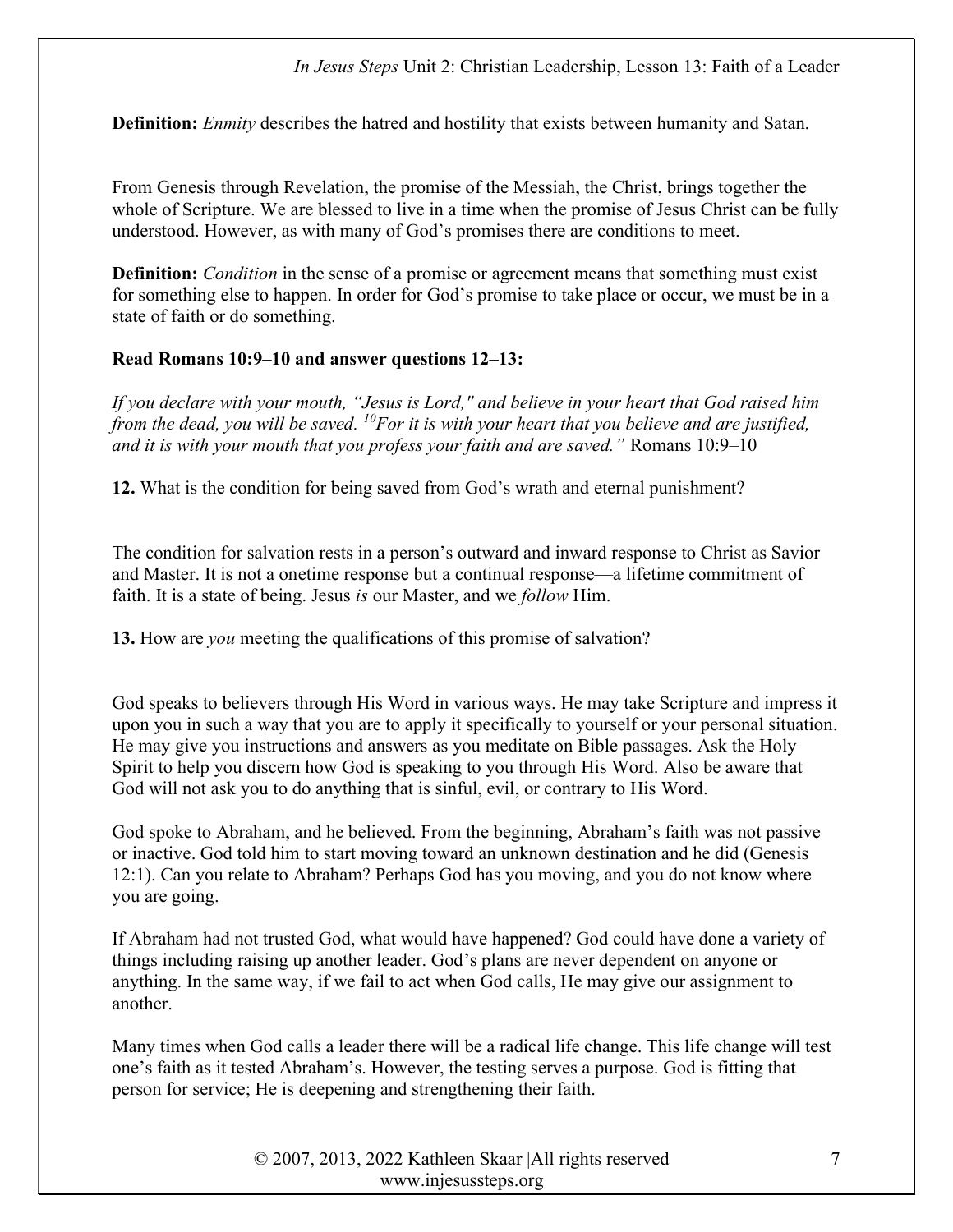**Definition:** *Enmity* describes the hatred and hostility that exists between humanity and Satan.

From Genesis through Revelation, the promise of the Messiah, the Christ, brings together the whole of Scripture. We are blessed to live in a time when the promise of Jesus Christ can be fully understood. However, as with many of God's promises there are conditions to meet.

**Definition:** *Condition* in the sense of a promise or agreement means that something must exist for something else to happen. In order for God's promise to take place or occur, we must be in a state of faith or do something.

**Read Romans 10:9–10 and answer questions 12–13:**

*If you declare with your mouth, "Jesus is Lord," and believe in your heart that God raised him from the dead, you will be saved. [10]For it is with your heart that you believe and are justified, and it is with your mouth that you profess your faith and are saved."* Romans 10:9–10

**12.** What is the condition for being saved from God's wrath and eternal punishment?

The condition for salvation rests in a person's outward and inward response to Christ as Savior and Master. It is not a onetime response but a continual response—a lifetime commitment of faith. It is a state of being. Jesus *is* our Master, and we *follow* Him.

**13.** How are *you* meeting the qualifications of this promise of salvation?

God speaks to believers through His Word in various ways. He may take Scripture and impress it upon you in such a way that you are to apply it specifically to yourself or your personal situation. He may give you instructions and answers as you meditate on Bible passages. Ask the Holy Spirit to help you discern how God is speaking to you through His Word. Also be aware that God will not ask you to do anything that is sinful, evil, or contrary to His Word.

God spoke to Abraham, and he believed. From the beginning, Abraham's faith was not passive or inactive. God told him to start moving toward an unknown destination and he did (Genesis 12:1). Can you relate to Abraham? Perhaps God has you moving, and you do not know where you are going.

If Abraham had not trusted God, what would have happened? God could have done a variety of things including raising up another leader. God's plans are never dependent on anyone or anything. In the same way, if we fail to act when God calls, He may give our assignment to another.

Many times when God calls a leader there will be a radical life change. This life change will test one's faith as it tested Abraham's. However, the testing serves a purpose. God is fitting that person for service; He is deepening and strengthening their faith.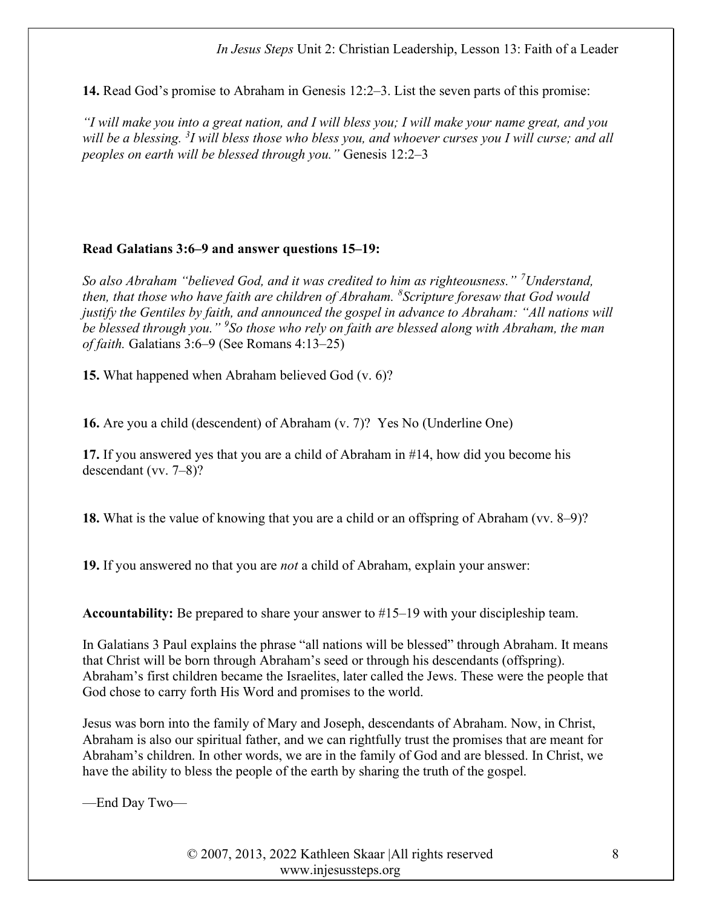**14.** Read God's promise to Abraham in Genesis 12:2–3. List the seven parts of this promise:

*"I will make you into a great nation, and I will bless you; I will make your name great, and you will be a blessing. [3]I will bless those who bless you, and whoever curses you I will curse; and all peoples on earth will be blessed through you."* Genesis 12:2–3

**Read Galatians 3:6–9 and answer questions 15–19:**

*So also Abraham "believed God, and it was credited to him as righteousness." [7]Understand, then, that those who have faith are children of Abraham. [8]Scripture foresaw that God would justify the Gentiles by faith, and announced the gospel in advance to Abraham: "All nations will be blessed through you." [9]So those who rely on faith are blessed along with Abraham, the man of faith.* Galatians 3:6–9 (See Romans 4:13–25)

**15.** What happened when Abraham believed God (v. 6)?

**16.** Are you a child (descendent) of Abraham (v. 7)? Yes No (Underline One)

**17.** If you answered yes that you are a child of Abraham in #14, how did you become his descendant (vv. 7–8)?

**18.** What is the value of knowing that you are a child or an offspring of Abraham (vv. 8–9)?

**19.** If you answered no that you are *not* a child of Abraham, explain your answer:

**Accountability:** Be prepared to share your answer to #15–19 with your discipleship team.

In Galatians 3 Paul explains the phrase "all nations will be blessed" through Abraham. It means that Christ will be born through Abraham's seed or through his descendants (offspring). Abraham's first children became the Israelites, later called the Jews. These were the people that God chose to carry forth His Word and promises to the world.

Jesus was born into the family of Mary and Joseph, descendants of Abraham. Now, in Christ, Abraham is also our spiritual father, and we can rightfully trust the promises that are meant for Abraham's children. In other words, we are in the family of God and are blessed. In Christ, we have the ability to bless the people of the earth by sharing the truth of the gospel.

—End Day Two—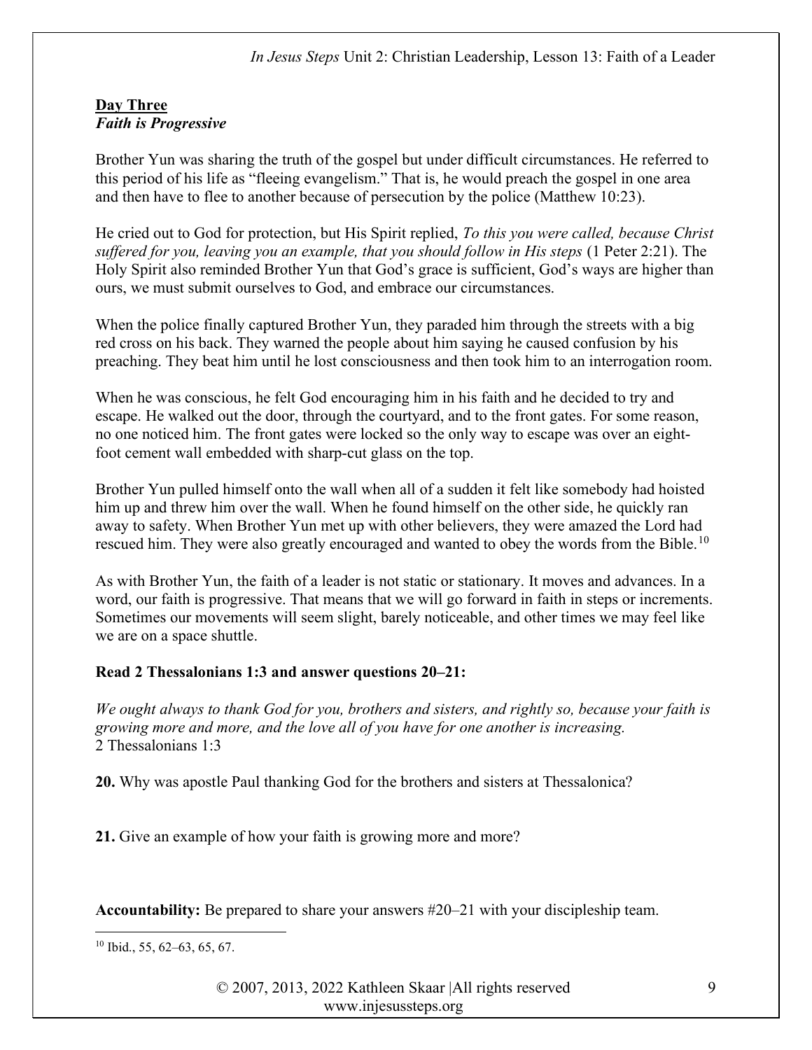**Day Three**
***Faith is Progressive***

Brother Yun was sharing the truth of the gospel but under difficult circumstances. He referred to this period of his life as "fleeing evangelism." That is, he would preach the gospel in one area and then have to flee to another because of persecution by the police (Matthew 10:23).

He cried out to God for protection, but His Spirit replied, *To this you were called, because Christ suffered for you, leaving you an example, that you should follow in His steps* (1 Peter 2:21). The Holy Spirit also reminded Brother Yun that God's grace is sufficient, God's ways are higher than ours, we must submit ourselves to God, and embrace our circumstances.

When the police finally captured Brother Yun, they paraded him through the streets with a big red cross on his back. They warned the people about him saying he caused confusion by his preaching. They beat him until he lost consciousness and then took him to an interrogation room.

When he was conscious, he felt God encouraging him in his faith and he decided to try and escape. He walked out the door, through the courtyard, and to the front gates. For some reason, no one noticed him. The front gates were locked so the only way to escape was over an eight-foot cement wall embedded with sharp-cut glass on the top.

Brother Yun pulled himself onto the wall when all of a sudden it felt like somebody had hoisted him up and threw him over the wall. When he found himself on the other side, he quickly ran away to safety. When Brother Yun met up with other believers, they were amazed the Lord had rescued him. They were also greatly encouraged and wanted to obey the words from the Bible.[10]

As with Brother Yun, the faith of a leader is not static or stationary. It moves and advances. In a word, our faith is progressive. That means that we will go forward in faith in steps or increments. Sometimes our movements will seem slight, barely noticeable, and other times we may feel like we are on a space shuttle.

**Read 2 Thessalonians 1:3 and answer questions 20–21:**

*We ought always to thank God for you, brothers and sisters, and rightly so, because your faith is growing more and more, and the love all of you have for one another is increasing.*
2 Thessalonians 1:3

**20.** Why was apostle Paul thanking God for the brothers and sisters at Thessalonica?

**21.** Give an example of how your faith is growing more and more?

**Accountability:** Be prepared to share your answers #20–21 with your discipleship team.

---

[10] Ibid., 55, 62–63, 65, 67.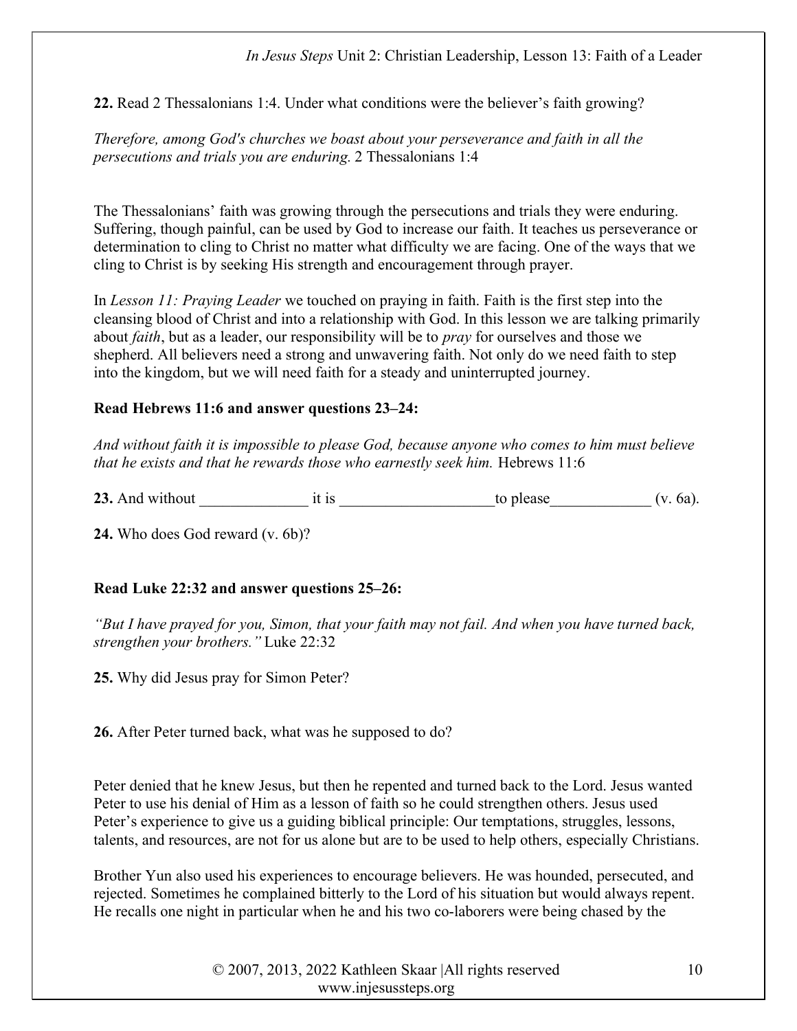**22.** Read 2 Thessalonians 1:4. Under what conditions were the believer's faith growing?

*Therefore, among God's churches we boast about your perseverance and faith in all the persecutions and trials you are enduring.* 2 Thessalonians 1:4

The Thessalonians' faith was growing through the persecutions and trials they were enduring. Suffering, though painful, can be used by God to increase our faith. It teaches us perseverance or determination to cling to Christ no matter what difficulty we are facing. One of the ways that we cling to Christ is by seeking His strength and encouragement through prayer.

In *Lesson 11: Praying Leader* we touched on praying in faith. Faith is the first step into the cleansing blood of Christ and into a relationship with God. In this lesson we are talking primarily about *faith*, but as a leader, our responsibility will be to *pray* for ourselves and those we shepherd. All believers need a strong and unwavering faith. Not only do we need faith to step into the kingdom, but we will need faith for a steady and uninterrupted journey.

**Read Hebrews 11:6 and answer questions 23–24:**

*And without faith it is impossible to please God, because anyone who comes to him must believe that he exists and that he rewards those who earnestly seek him.* Hebrews 11:6

**23.** And without ______________ it is ____________________to please_____________ (v. 6a).

**24.** Who does God reward (v. 6b)?

**Read Luke 22:32 and answer questions 25–26:**

*"But I have prayed for you, Simon, that your faith may not fail. And when you have turned back, strengthen your brothers."* Luke 22:32

**25.** Why did Jesus pray for Simon Peter?

**26.** After Peter turned back, what was he supposed to do?

Peter denied that he knew Jesus, but then he repented and turned back to the Lord. Jesus wanted Peter to use his denial of Him as a lesson of faith so he could strengthen others. Jesus used Peter's experience to give us a guiding biblical principle: Our temptations, struggles, lessons, talents, and resources, are not for us alone but are to be used to help others, especially Christians.

Brother Yun also used his experiences to encourage believers. He was hounded, persecuted, and rejected. Sometimes he complained bitterly to the Lord of his situation but would always repent. He recalls one night in particular when he and his two co-laborers were being chased by the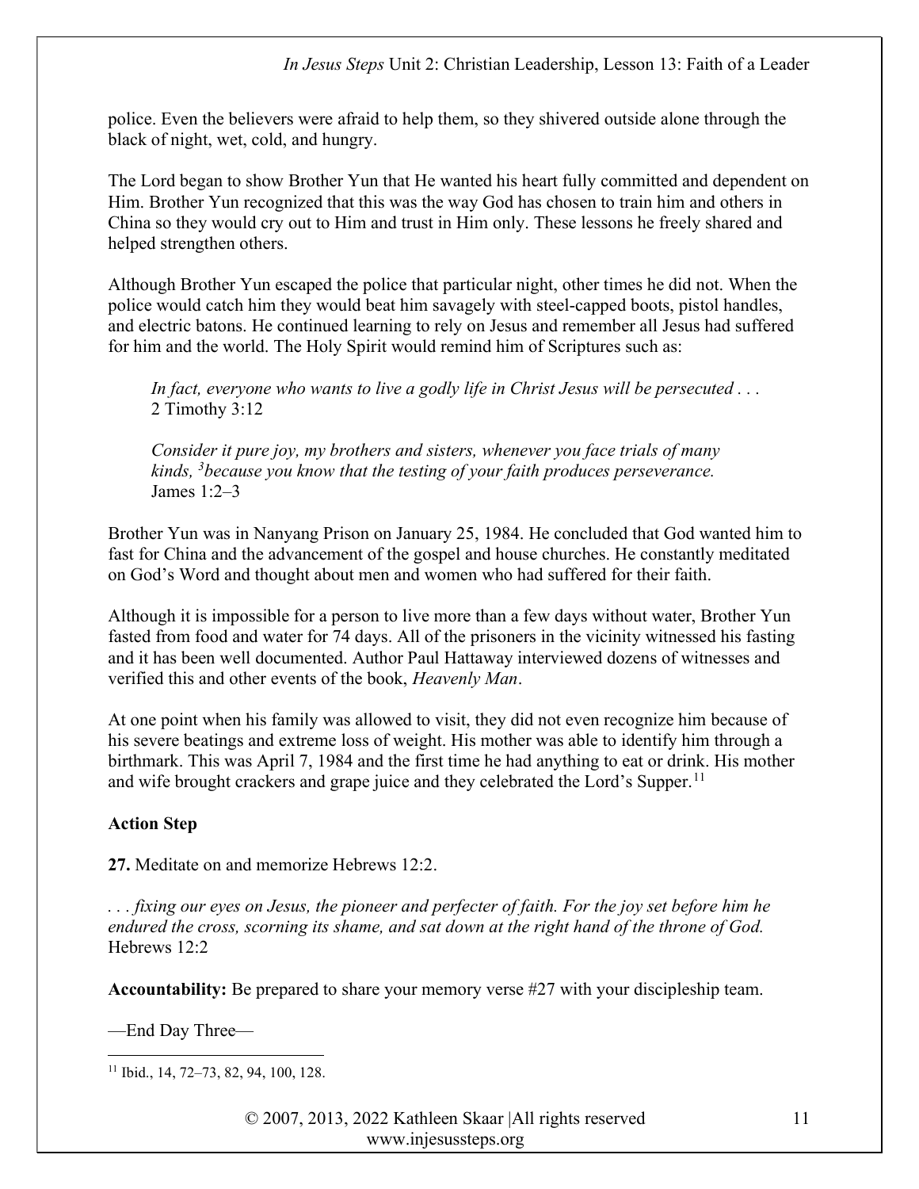police. Even the believers were afraid to help them, so they shivered outside alone through the black of night, wet, cold, and hungry.

The Lord began to show Brother Yun that He wanted his heart fully committed and dependent on Him. Brother Yun recognized that this was the way God has chosen to train him and others in China so they would cry out to Him and trust in Him only. These lessons he freely shared and helped strengthen others.

Although Brother Yun escaped the police that particular night, other times he did not. When the police would catch him they would beat him savagely with steel-capped boots, pistol handles, and electric batons. He continued learning to rely on Jesus and remember all Jesus had suffered for him and the world. The Holy Spirit would remind him of Scriptures such as:

> *In fact, everyone who wants to live a godly life in Christ Jesus will be persecuted . . .*
> 2 Timothy 3:12
>
> *Consider it pure joy, my brothers and sisters, whenever you face trials of many kinds, [3]because you know that the testing of your faith produces perseverance.*
> James 1:2–3

Brother Yun was in Nanyang Prison on January 25, 1984. He concluded that God wanted him to fast for China and the advancement of the gospel and house churches. He constantly meditated on God's Word and thought about men and women who had suffered for their faith.

Although it is impossible for a person to live more than a few days without water, Brother Yun fasted from food and water for 74 days. All of the prisoners in the vicinity witnessed his fasting and it has been well documented. Author Paul Hattaway interviewed dozens of witnesses and verified this and other events of the book, *Heavenly Man*.

At one point when his family was allowed to visit, they did not even recognize him because of his severe beatings and extreme loss of weight. His mother was able to identify him through a birthmark. This was April 7, 1984 and the first time he had anything to eat or drink. His mother and wife brought crackers and grape juice and they celebrated the Lord's Supper.[11]

**Action Step**

**27.** Meditate on and memorize Hebrews 12:2.

*. . . fixing our eyes on Jesus, the pioneer and perfecter of faith. For the joy set before him he endured the cross, scorning its shame, and sat down at the right hand of the throne of God.*
Hebrews 12:2

**Accountability:** Be prepared to share your memory verse #27 with your discipleship team.

—End Day Three—

[11] Ibid., 14, 72–73, 82, 94, 100, 128.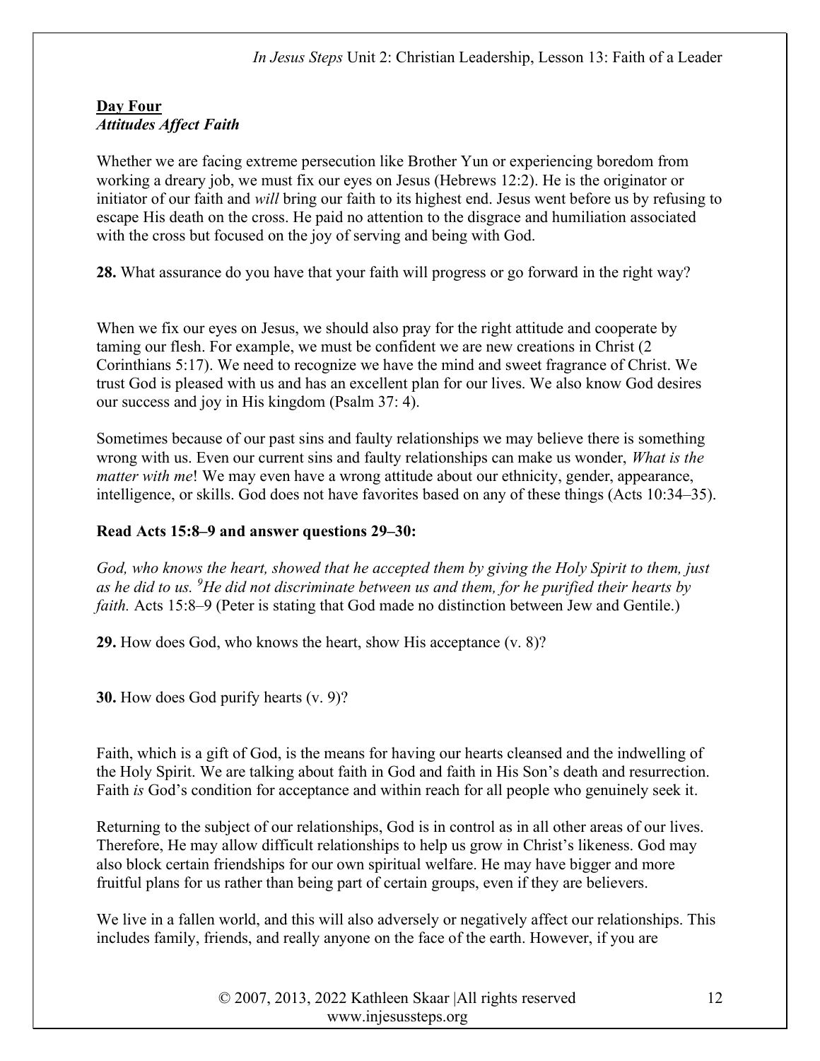**Day Four**
***Attitudes Affect Faith***

Whether we are facing extreme persecution like Brother Yun or experiencing boredom from working a dreary job, we must fix our eyes on Jesus (Hebrews 12:2). He is the originator or initiator of our faith and *will* bring our faith to its highest end. Jesus went before us by refusing to escape His death on the cross. He paid no attention to the disgrace and humiliation associated with the cross but focused on the joy of serving and being with God.

**28.** What assurance do you have that your faith will progress or go forward in the right way?

When we fix our eyes on Jesus, we should also pray for the right attitude and cooperate by taming our flesh. For example, we must be confident we are new creations in Christ (2 Corinthians 5:17). We need to recognize we have the mind and sweet fragrance of Christ. We trust God is pleased with us and has an excellent plan for our lives. We also know God desires our success and joy in His kingdom (Psalm 37: 4).

Sometimes because of our past sins and faulty relationships we may believe there is something wrong with us. Even our current sins and faulty relationships can make us wonder, *What is the matter with me*! We may even have a wrong attitude about our ethnicity, gender, appearance, intelligence, or skills. God does not have favorites based on any of these things (Acts 10:34–35).

**Read Acts 15:8–9 and answer questions 29–30:**

*God, who knows the heart, showed that he accepted them by giving the Holy Spirit to them, just as he did to us. [9]He did not discriminate between us and them, for he purified their hearts by faith.* Acts 15:8–9 (Peter is stating that God made no distinction between Jew and Gentile.)

**29.** How does God, who knows the heart, show His acceptance (v. 8)?

**30.** How does God purify hearts (v. 9)?

Faith, which is a gift of God, is the means for having our hearts cleansed and the indwelling of the Holy Spirit. We are talking about faith in God and faith in His Son's death and resurrection. Faith *is* God's condition for acceptance and within reach for all people who genuinely seek it.

Returning to the subject of our relationships, God is in control as in all other areas of our lives. Therefore, He may allow difficult relationships to help us grow in Christ's likeness. God may also block certain friendships for our own spiritual welfare. He may have bigger and more fruitful plans for us rather than being part of certain groups, even if they are believers.

We live in a fallen world, and this will also adversely or negatively affect our relationships. This includes family, friends, and really anyone on the face of the earth. However, if you are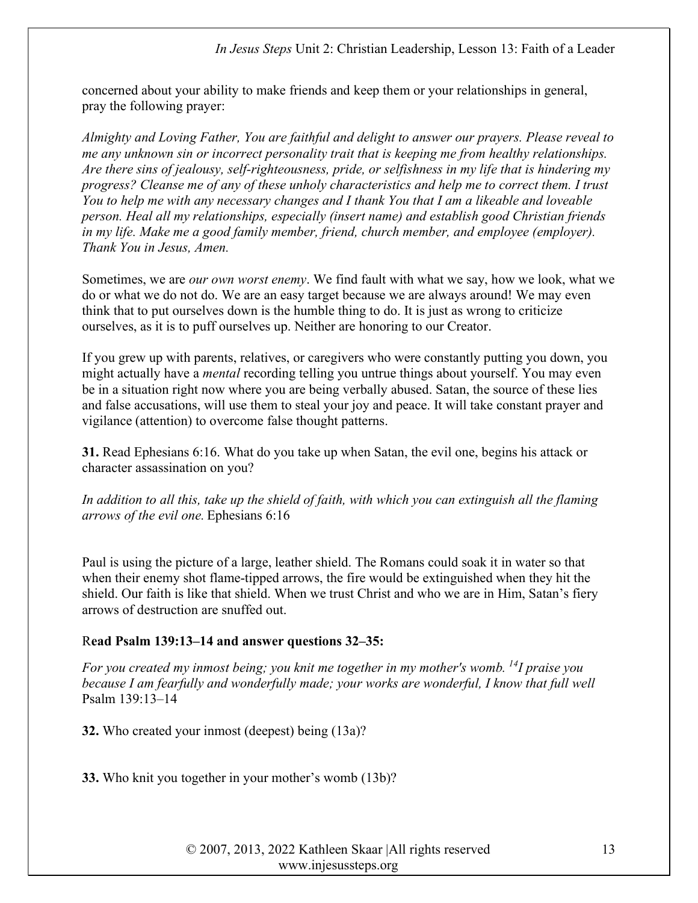concerned about your ability to make friends and keep them or your relationships in general, pray the following prayer:

*Almighty and Loving Father, You are faithful and delight to answer our prayers. Please reveal to me any unknown sin or incorrect personality trait that is keeping me from healthy relationships. Are there sins of jealousy, self-righteousness, pride, or selfishness in my life that is hindering my progress? Cleanse me of any of these unholy characteristics and help me to correct them. I trust You to help me with any necessary changes and I thank You that I am a likeable and loveable person. Heal all my relationships, especially (insert name) and establish good Christian friends in my life. Make me a good family member, friend, church member, and employee (employer). Thank You in Jesus, Amen.*

Sometimes, we are *our own worst enemy*. We find fault with what we say, how we look, what we do or what we do not do. We are an easy target because we are always around! We may even think that to put ourselves down is the humble thing to do. It is just as wrong to criticize ourselves, as it is to puff ourselves up. Neither are honoring to our Creator.

If you grew up with parents, relatives, or caregivers who were constantly putting you down, you might actually have a *mental* recording telling you untrue things about yourself. You may even be in a situation right now where you are being verbally abused. Satan, the source of these lies and false accusations, will use them to steal your joy and peace. It will take constant prayer and vigilance (attention) to overcome false thought patterns.

**31.** Read Ephesians 6:16. What do you take up when Satan, the evil one, begins his attack or character assassination on you?

*In addition to all this, take up the shield of faith, with which you can extinguish all the flaming arrows of the evil one.* Ephesians 6:16

Paul is using the picture of a large, leather shield. The Romans could soak it in water so that when their enemy shot flame-tipped arrows, the fire would be extinguished when they hit the shield. Our faith is like that shield. When we trust Christ and who we are in Him, Satan's fiery arrows of destruction are snuffed out.

**Read Psalm 139:13–14 and answer questions 32–35:**

*For you created my inmost being; you knit me together in my mother's womb. [14]I praise you because I am fearfully and wonderfully made; your works are wonderful, I know that full well* Psalm 139:13–14

**32.** Who created your inmost (deepest) being (13a)?

**33.** Who knit you together in your mother's womb (13b)?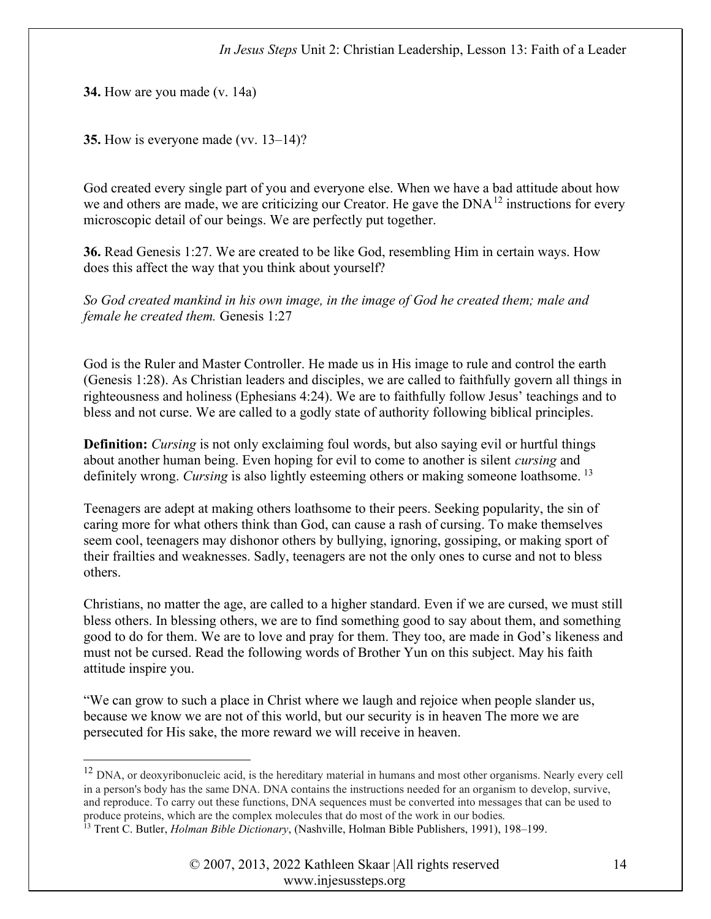**34.** How are you made (v. 14a)

**35.** How is everyone made (vv. 13–14)?

God created every single part of you and everyone else. When we have a bad attitude about how we and others are made, we are criticizing our Creator. He gave the DNA[12] instructions for every microscopic detail of our beings. We are perfectly put together.

**36.** Read Genesis 1:27. We are created to be like God, resembling Him in certain ways. How does this affect the way that you think about yourself?

*So God created mankind in his own image, in the image of God he created them; male and female he created them.* Genesis 1:27

God is the Ruler and Master Controller. He made us in His image to rule and control the earth (Genesis 1:28). As Christian leaders and disciples, we are called to faithfully govern all things in righteousness and holiness (Ephesians 4:24). We are to faithfully follow Jesus' teachings and to bless and not curse. We are called to a godly state of authority following biblical principles.

**Definition:** *Cursing* is not only exclaiming foul words, but also saying evil or hurtful things about another human being. Even hoping for evil to come to another is silent *cursing* and definitely wrong. *Cursing* is also lightly esteeming others or making someone loathsome. [13]

Teenagers are adept at making others loathsome to their peers. Seeking popularity, the sin of caring more for what others think than God, can cause a rash of cursing. To make themselves seem cool, teenagers may dishonor others by bullying, ignoring, gossiping, or making sport of their frailties and weaknesses. Sadly, teenagers are not the only ones to curse and not to bless others.

Christians, no matter the age, are called to a higher standard. Even if we are cursed, we must still bless others. In blessing others, we are to find something good to say about them, and something good to do for them. We are to love and pray for them. They too, are made in God's likeness and must not be cursed. Read the following words of Brother Yun on this subject. May his faith attitude inspire you.

"We can grow to such a place in Christ where we laugh and rejoice when people slander us, because we know we are not of this world, but our security is in heaven The more we are persecuted for His sake, the more reward we will receive in heaven.

---

[12] DNA, or deoxyribonucleic acid, is the hereditary material in humans and most other organisms. Nearly every cell in a person's body has the same DNA. DNA contains the instructions needed for an organism to develop, survive, and reproduce. To carry out these functions, DNA sequences must be converted into messages that can be used to produce proteins, which are the complex molecules that do most of the work in our bodies.

[13] Trent C. Butler, *Holman Bible Dictionary*, (Nashville, Holman Bible Publishers, 1991), 198–199.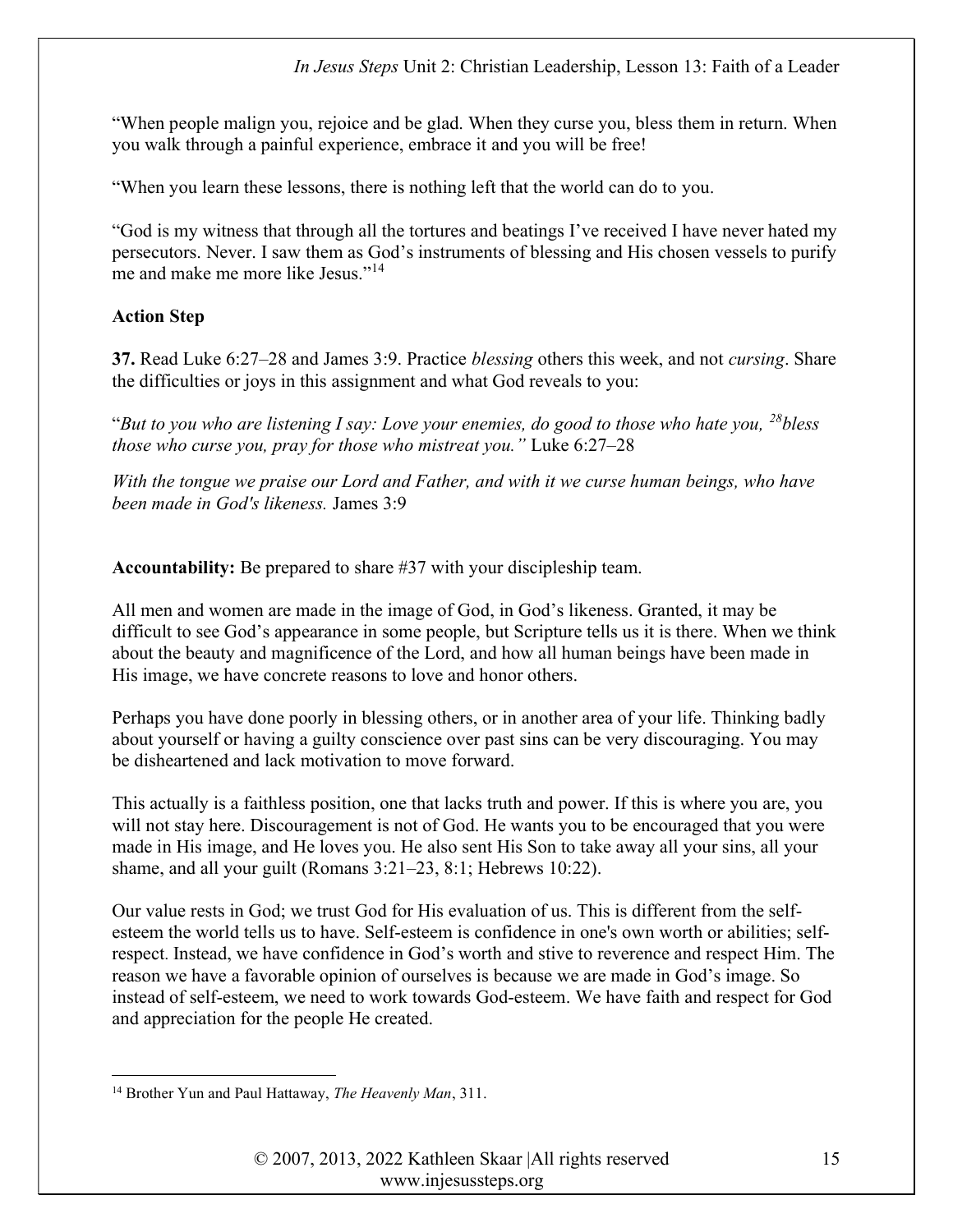"When people malign you, rejoice and be glad. When they curse you, bless them in return. When you walk through a painful experience, embrace it and you will be free!

"When you learn these lessons, there is nothing left that the world can do to you.

"God is my witness that through all the tortures and beatings I've received I have never hated my persecutors. Never. I saw them as God's instruments of blessing and His chosen vessels to purify me and make me more like Jesus."[14]

**Action Step**

**37.** Read Luke 6:27–28 and James 3:9. Practice *blessing* others this week, and not *cursing*. Share the difficulties or joys in this assignment and what God reveals to you:

"*But to you who are listening I say: Love your enemies, do good to those who hate you, [28]bless those who curse you, pray for those who mistreat you."* Luke 6:27–28

*With the tongue we praise our Lord and Father, and with it we curse human beings, who have been made in God's likeness.* James 3:9

**Accountability:** Be prepared to share #37 with your discipleship team.

All men and women are made in the image of God, in God's likeness. Granted, it may be difficult to see God's appearance in some people, but Scripture tells us it is there. When we think about the beauty and magnificence of the Lord, and how all human beings have been made in His image, we have concrete reasons to love and honor others.

Perhaps you have done poorly in blessing others, or in another area of your life. Thinking badly about yourself or having a guilty conscience over past sins can be very discouraging. You may be disheartened and lack motivation to move forward.

This actually is a faithless position, one that lacks truth and power. If this is where you are, you will not stay here. Discouragement is not of God. He wants you to be encouraged that you were made in His image, and He loves you. He also sent His Son to take away all your sins, all your shame, and all your guilt (Romans 3:21–23, 8:1; Hebrews 10:22).

Our value rests in God; we trust God for His evaluation of us. This is different from the self-esteem the world tells us to have. Self-esteem is confidence in one's own worth or abilities; self-respect. Instead, we have confidence in God's worth and stive to reverence and respect Him. The reason we have a favorable opinion of ourselves is because we are made in God's image. So instead of self-esteem, we need to work towards God-esteem. We have faith and respect for God and appreciation for the people He created.

---

[14] Brother Yun and Paul Hattaway, *The Heavenly Man*, 311.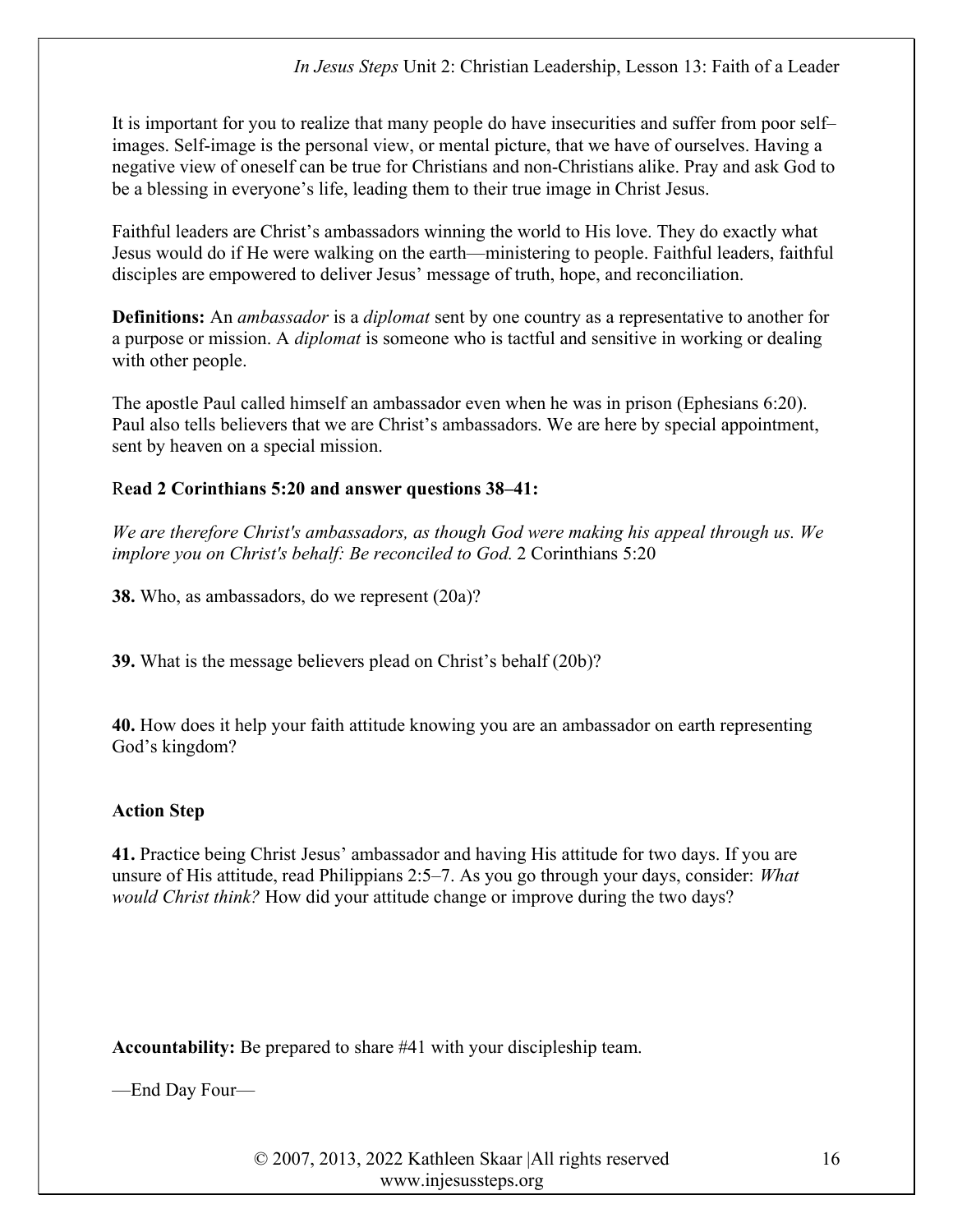It is important for you to realize that many people do have insecurities and suffer from poor self–images. Self-image is the personal view, or mental picture, that we have of ourselves. Having a negative view of oneself can be true for Christians and non-Christians alike. Pray and ask God to be a blessing in everyone's life, leading them to their true image in Christ Jesus.

Faithful leaders are Christ's ambassadors winning the world to His love. They do exactly what Jesus would do if He were walking on the earth—ministering to people. Faithful leaders, faithful disciples are empowered to deliver Jesus' message of truth, hope, and reconciliation.

**Definitions:** An *ambassador* is a *diplomat* sent by one country as a representative to another for a purpose or mission. A *diplomat* is someone who is tactful and sensitive in working or dealing with other people.

The apostle Paul called himself an ambassador even when he was in prison (Ephesians 6:20). Paul also tells believers that we are Christ's ambassadors. We are here by special appointment, sent by heaven on a special mission.

R**ead 2 Corinthians 5:20 and answer questions 38–41:**

*We are therefore Christ's ambassadors, as though God were making his appeal through us. We implore you on Christ's behalf: Be reconciled to God.* 2 Corinthians 5:20

**38.** Who, as ambassadors, do we represent (20a)?

**39.** What is the message believers plead on Christ's behalf (20b)?

**40.** How does it help your faith attitude knowing you are an ambassador on earth representing God's kingdom?

**Action Step**

**41.** Practice being Christ Jesus' ambassador and having His attitude for two days. If you are unsure of His attitude, read Philippians 2:5–7. As you go through your days, consider: *What would Christ think?* How did your attitude change or improve during the two days?

**Accountability:** Be prepared to share #41 with your discipleship team.

—End Day Four—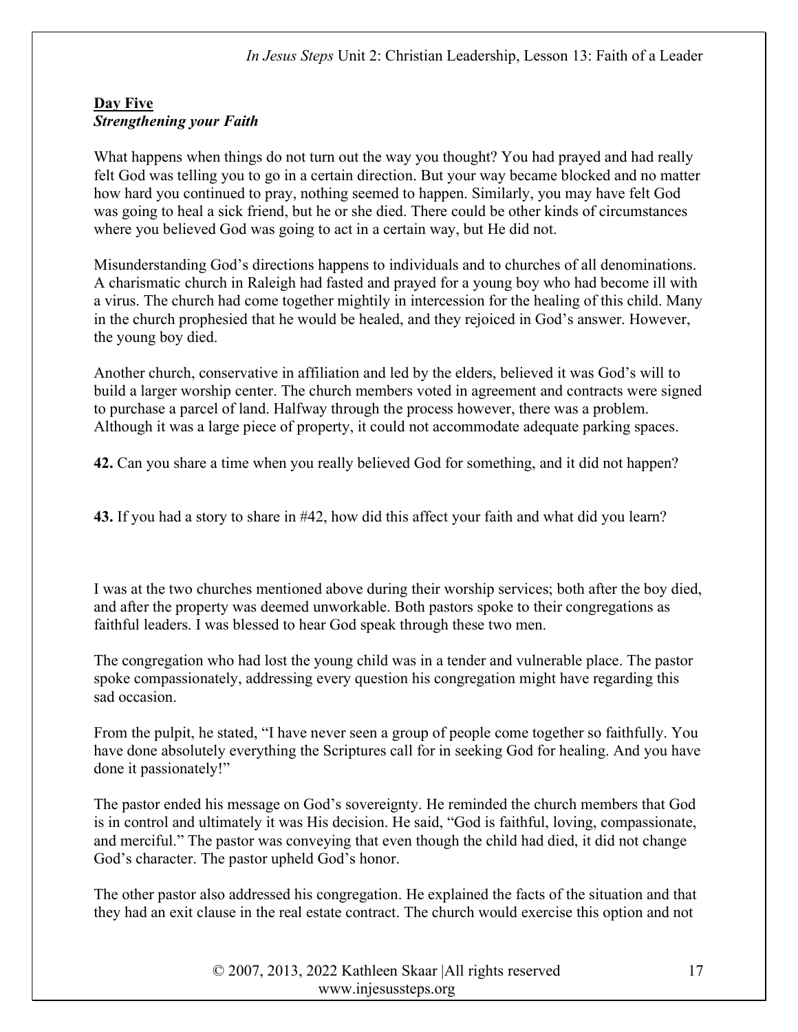**Day Five**
***Strengthening your Faith***

What happens when things do not turn out the way you thought? You had prayed and had really felt God was telling you to go in a certain direction. But your way became blocked and no matter how hard you continued to pray, nothing seemed to happen. Similarly, you may have felt God was going to heal a sick friend, but he or she died. There could be other kinds of circumstances where you believed God was going to act in a certain way, but He did not.

Misunderstanding God's directions happens to individuals and to churches of all denominations. A charismatic church in Raleigh had fasted and prayed for a young boy who had become ill with a virus. The church had come together mightily in intercession for the healing of this child. Many in the church prophesied that he would be healed, and they rejoiced in God's answer. However, the young boy died.

Another church, conservative in affiliation and led by the elders, believed it was God's will to build a larger worship center. The church members voted in agreement and contracts were signed to purchase a parcel of land. Halfway through the process however, there was a problem. Although it was a large piece of property, it could not accommodate adequate parking spaces.

**42.** Can you share a time when you really believed God for something, and it did not happen?

**43.** If you had a story to share in #42, how did this affect your faith and what did you learn?

I was at the two churches mentioned above during their worship services; both after the boy died, and after the property was deemed unworkable. Both pastors spoke to their congregations as faithful leaders. I was blessed to hear God speak through these two men.

The congregation who had lost the young child was in a tender and vulnerable place. The pastor spoke compassionately, addressing every question his congregation might have regarding this sad occasion.

From the pulpit, he stated, "I have never seen a group of people come together so faithfully. You have done absolutely everything the Scriptures call for in seeking God for healing. And you have done it passionately!"

The pastor ended his message on God's sovereignty. He reminded the church members that God is in control and ultimately it was His decision. He said, "God is faithful, loving, compassionate, and merciful." The pastor was conveying that even though the child had died, it did not change God's character. The pastor upheld God's honor.

The other pastor also addressed his congregation. He explained the facts of the situation and that they had an exit clause in the real estate contract. The church would exercise this option and not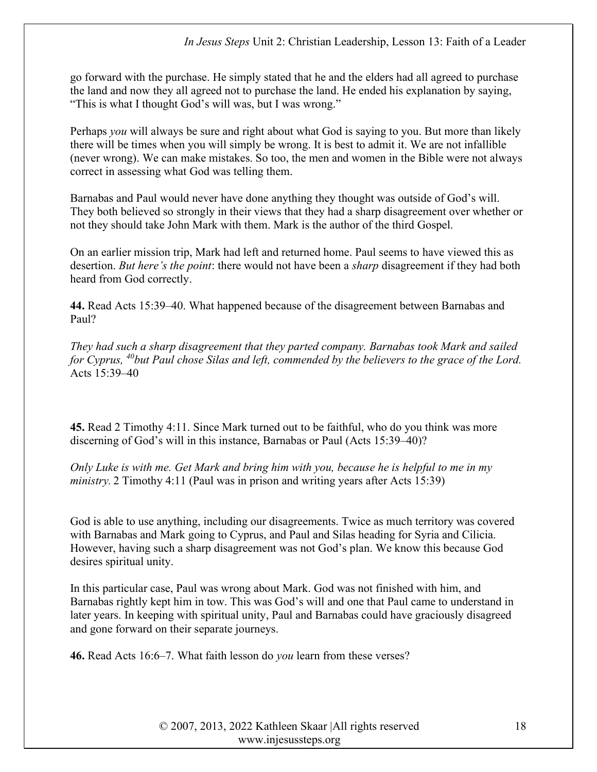go forward with the purchase. He simply stated that he and the elders had all agreed to purchase the land and now they all agreed not to purchase the land. He ended his explanation by saying, "This is what I thought God's will was, but I was wrong."

Perhaps *you* will always be sure and right about what God is saying to you. But more than likely there will be times when you will simply be wrong. It is best to admit it. We are not infallible (never wrong). We can make mistakes. So too, the men and women in the Bible were not always correct in assessing what God was telling them.

Barnabas and Paul would never have done anything they thought was outside of God's will. They both believed so strongly in their views that they had a sharp disagreement over whether or not they should take John Mark with them. Mark is the author of the third Gospel.

On an earlier mission trip, Mark had left and returned home. Paul seems to have viewed this as desertion. *But here's the point*: there would not have been a *sharp* disagreement if they had both heard from God correctly.

**44.** Read Acts 15:39–40. What happened because of the disagreement between Barnabas and Paul?

*They had such a sharp disagreement that they parted company. Barnabas took Mark and sailed for Cyprus, [40]but Paul chose Silas and left, commended by the believers to the grace of the Lord.* Acts 15:39–40

**45.** Read 2 Timothy 4:11. Since Mark turned out to be faithful, who do you think was more discerning of God's will in this instance, Barnabas or Paul (Acts 15:39–40)?

*Only Luke is with me. Get Mark and bring him with you, because he is helpful to me in my ministry.* 2 Timothy 4:11 (Paul was in prison and writing years after Acts 15:39)

God is able to use anything, including our disagreements. Twice as much territory was covered with Barnabas and Mark going to Cyprus, and Paul and Silas heading for Syria and Cilicia. However, having such a sharp disagreement was not God's plan. We know this because God desires spiritual unity.

In this particular case, Paul was wrong about Mark. God was not finished with him, and Barnabas rightly kept him in tow. This was God's will and one that Paul came to understand in later years. In keeping with spiritual unity, Paul and Barnabas could have graciously disagreed and gone forward on their separate journeys.

**46.** Read Acts 16:6–7. What faith lesson do *you* learn from these verses?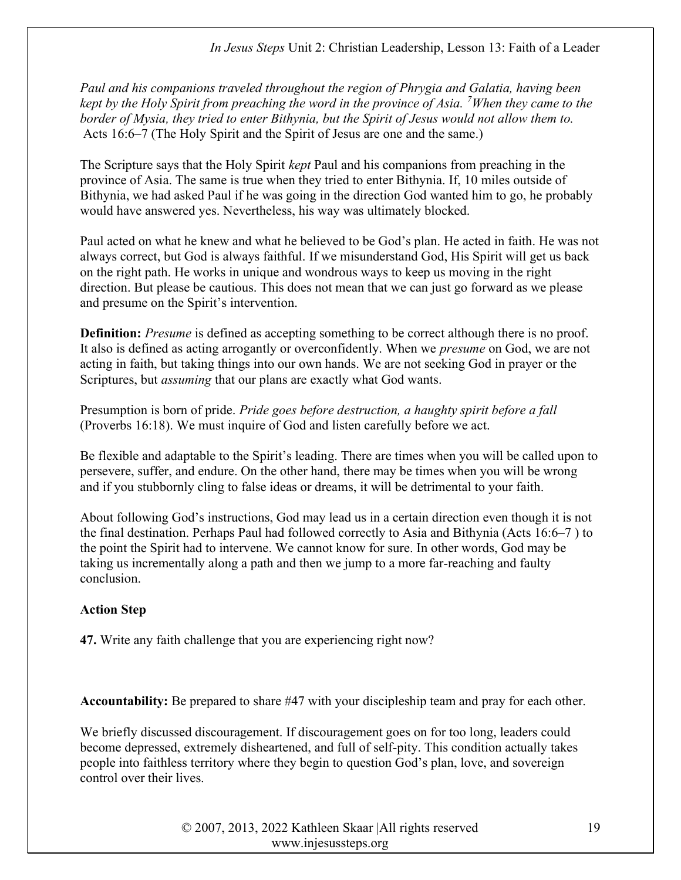*Paul and his companions traveled throughout the region of Phrygia and Galatia, having been kept by the Holy Spirit from preaching the word in the province of Asia.* [7]*When they came to the border of Mysia, they tried to enter Bithynia, but the Spirit of Jesus would not allow them to.* Acts 16:6–7 (The Holy Spirit and the Spirit of Jesus are one and the same.)

The Scripture says that the Holy Spirit *kept* Paul and his companions from preaching in the province of Asia. The same is true when they tried to enter Bithynia. If, 10 miles outside of Bithynia, we had asked Paul if he was going in the direction God wanted him to go, he probably would have answered yes. Nevertheless, his way was ultimately blocked.

Paul acted on what he knew and what he believed to be God's plan. He acted in faith. He was not always correct, but God is always faithful. If we misunderstand God, His Spirit will get us back on the right path. He works in unique and wondrous ways to keep us moving in the right direction. But please be cautious. This does not mean that we can just go forward as we please and presume on the Spirit's intervention.

**Definition:** *Presume* is defined as accepting something to be correct although there is no proof. It also is defined as acting arrogantly or overconfidently. When we *presume* on God, we are not acting in faith, but taking things into our own hands. We are not seeking God in prayer or the Scriptures, but *assuming* that our plans are exactly what God wants.

Presumption is born of pride. *Pride goes before destruction, a haughty spirit before a fall* (Proverbs 16:18). We must inquire of God and listen carefully before we act.

Be flexible and adaptable to the Spirit's leading. There are times when you will be called upon to persevere, suffer, and endure. On the other hand, there may be times when you will be wrong and if you stubbornly cling to false ideas or dreams, it will be detrimental to your faith.

About following God's instructions, God may lead us in a certain direction even though it is not the final destination. Perhaps Paul had followed correctly to Asia and Bithynia (Acts 16:6–7 ) to the point the Spirit had to intervene. We cannot know for sure. In other words, God may be taking us incrementally along a path and then we jump to a more far-reaching and faulty conclusion.

**Action Step**

**47.** Write any faith challenge that you are experiencing right now?

**Accountability:** Be prepared to share #47 with your discipleship team and pray for each other.

We briefly discussed discouragement. If discouragement goes on for too long, leaders could become depressed, extremely disheartened, and full of self-pity. This condition actually takes people into faithless territory where they begin to question God's plan, love, and sovereign control over their lives.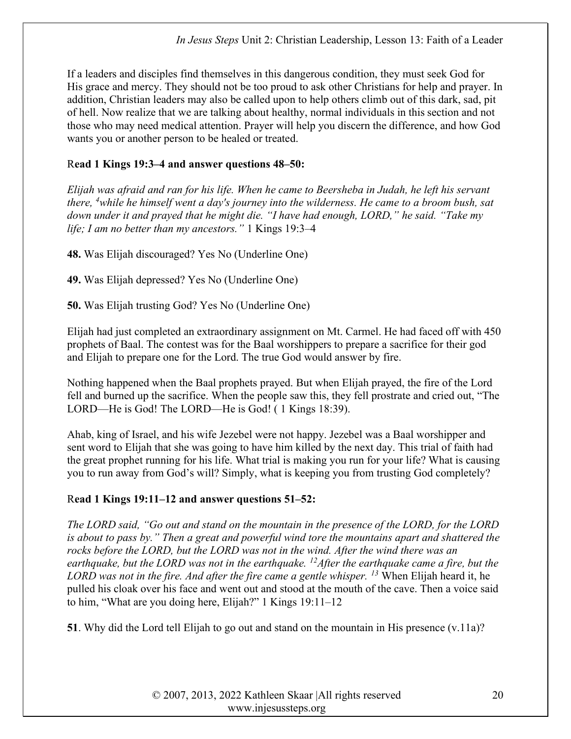If a leaders and disciples find themselves in this dangerous condition, they must seek God for His grace and mercy. They should not be too proud to ask other Christians for help and prayer. In addition, Christian leaders may also be called upon to help others climb out of this dark, sad, pit of hell. Now realize that we are talking about healthy, normal individuals in this section and not those who may need medical attention. Prayer will help you discern the difference, and how God wants you or another person to be healed or treated.

**Read 1 Kings 19:3–4 and answer questions 48–50:**

*Elijah was afraid and ran for his life. When he came to Beersheba in Judah, he left his servant there, [4]while he himself went a day's journey into the wilderness. He came to a broom bush, sat down under it and prayed that he might die. "I have had enough, LORD," he said. "Take my life; I am no better than my ancestors."* 1 Kings 19:3–4

**48.** Was Elijah discouraged? Yes No (Underline One)

**49.** Was Elijah depressed? Yes No (Underline One)

**50.** Was Elijah trusting God? Yes No (Underline One)

Elijah had just completed an extraordinary assignment on Mt. Carmel. He had faced off with 450 prophets of Baal. The contest was for the Baal worshippers to prepare a sacrifice for their god and Elijah to prepare one for the Lord. The true God would answer by fire.

Nothing happened when the Baal prophets prayed. But when Elijah prayed, the fire of the Lord fell and burned up the sacrifice. When the people saw this, they fell prostrate and cried out, "The LORD—He is God! The LORD—He is God! ( 1 Kings 18:39).

Ahab, king of Israel, and his wife Jezebel were not happy. Jezebel was a Baal worshipper and sent word to Elijah that she was going to have him killed by the next day. This trial of faith had the great prophet running for his life. What trial is making you run for your life? What is causing you to run away from God's will? Simply, what is keeping you from trusting God completely?

**Read 1 Kings 19:11–12 and answer questions 51–52:**

*The LORD said, "Go out and stand on the mountain in the presence of the LORD, for the LORD is about to pass by." Then a great and powerful wind tore the mountains apart and shattered the rocks before the LORD, but the LORD was not in the wind. After the wind there was an earthquake, but the LORD was not in the earthquake. [12]After the earthquake came a fire, but the LORD was not in the fire. And after the fire came a gentle whisper. [13]* When Elijah heard it, he pulled his cloak over his face and went out and stood at the mouth of the cave. Then a voice said to him, "What are you doing here, Elijah?" 1 Kings 19:11–12

**51**. Why did the Lord tell Elijah to go out and stand on the mountain in His presence (v.11a)?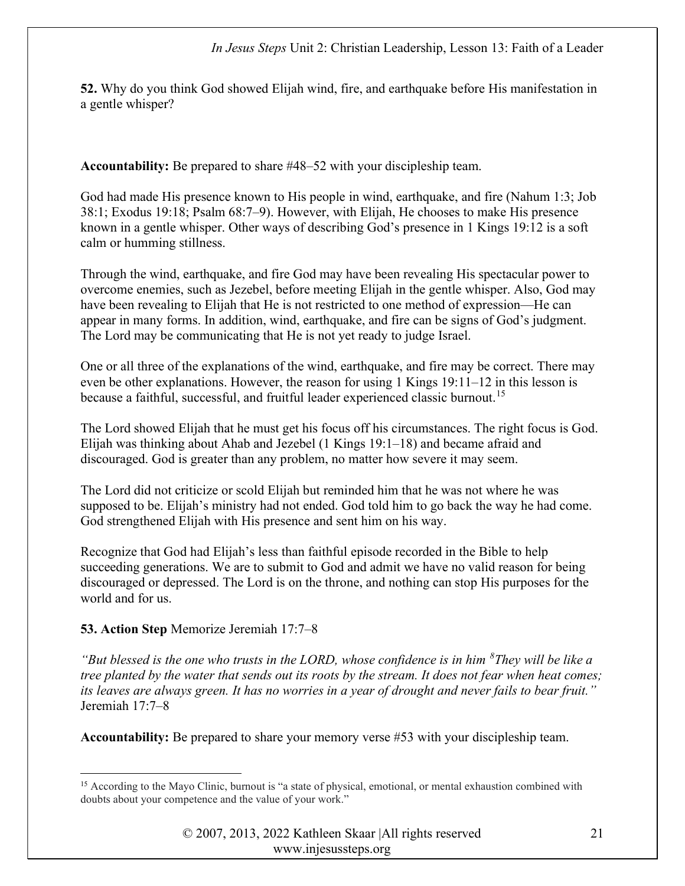**52.** Why do you think God showed Elijah wind, fire, and earthquake before His manifestation in a gentle whisper?

**Accountability:** Be prepared to share #48–52 with your discipleship team.

God had made His presence known to His people in wind, earthquake, and fire (Nahum 1:3; Job 38:1; Exodus 19:18; Psalm 68:7–9). However, with Elijah, He chooses to make His presence known in a gentle whisper. Other ways of describing God's presence in 1 Kings 19:12 is a soft calm or humming stillness.

Through the wind, earthquake, and fire God may have been revealing His spectacular power to overcome enemies, such as Jezebel, before meeting Elijah in the gentle whisper. Also, God may have been revealing to Elijah that He is not restricted to one method of expression—He can appear in many forms. In addition, wind, earthquake, and fire can be signs of God's judgment. The Lord may be communicating that He is not yet ready to judge Israel.

One or all three of the explanations of the wind, earthquake, and fire may be correct. There may even be other explanations. However, the reason for using 1 Kings 19:11–12 in this lesson is because a faithful, successful, and fruitful leader experienced classic burnout.[15]

The Lord showed Elijah that he must get his focus off his circumstances. The right focus is God. Elijah was thinking about Ahab and Jezebel (1 Kings 19:1–18) and became afraid and discouraged. God is greater than any problem, no matter how severe it may seem.

The Lord did not criticize or scold Elijah but reminded him that he was not where he was supposed to be. Elijah's ministry had not ended. God told him to go back the way he had come. God strengthened Elijah with His presence and sent him on his way.

Recognize that God had Elijah's less than faithful episode recorded in the Bible to help succeeding generations. We are to submit to God and admit we have no valid reason for being discouraged or depressed. The Lord is on the throne, and nothing can stop His purposes for the world and for us.

**53. Action Step** Memorize Jeremiah 17:7–8

*"But blessed is the one who trusts in the LORD, whose confidence is in him [8]They will be like a tree planted by the water that sends out its roots by the stream. It does not fear when heat comes; its leaves are always green. It has no worries in a year of drought and never fails to bear fruit."* Jeremiah 17:7–8

**Accountability:** Be prepared to share your memory verse #53 with your discipleship team.

[15] According to the Mayo Clinic, burnout is "a state of physical, emotional, or mental exhaustion combined with doubts about your competence and the value of your work."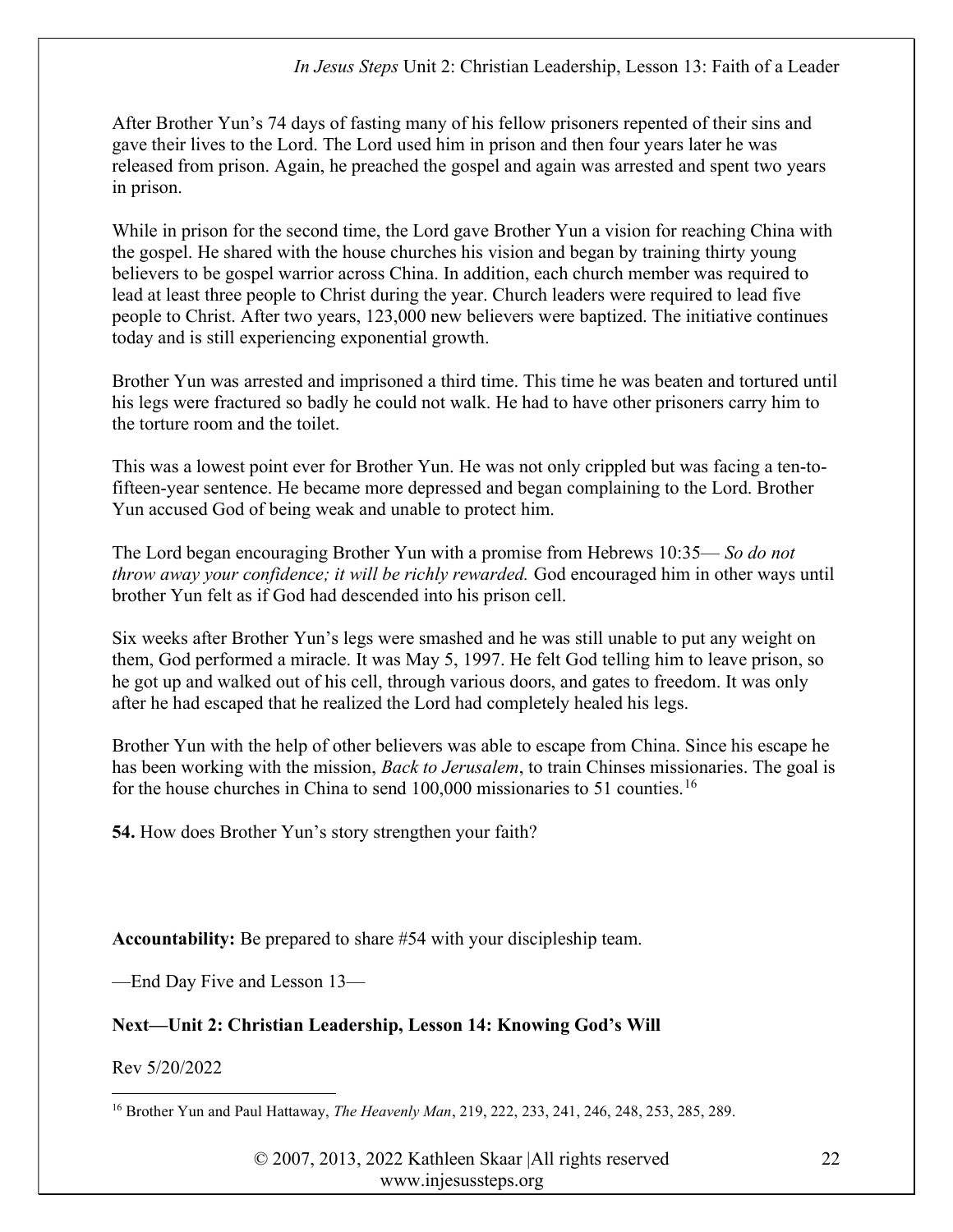After Brother Yun's 74 days of fasting many of his fellow prisoners repented of their sins and gave their lives to the Lord. The Lord used him in prison and then four years later he was released from prison. Again, he preached the gospel and again was arrested and spent two years in prison.

While in prison for the second time, the Lord gave Brother Yun a vision for reaching China with the gospel. He shared with the house churches his vision and began by training thirty young believers to be gospel warrior across China. In addition, each church member was required to lead at least three people to Christ during the year. Church leaders were required to lead five people to Christ. After two years, 123,000 new believers were baptized. The initiative continues today and is still experiencing exponential growth.

Brother Yun was arrested and imprisoned a third time. This time he was beaten and tortured until his legs were fractured so badly he could not walk. He had to have other prisoners carry him to the torture room and the toilet.

This was a lowest point ever for Brother Yun. He was not only crippled but was facing a ten-to-fifteen-year sentence. He became more depressed and began complaining to the Lord. Brother Yun accused God of being weak and unable to protect him.

The Lord began encouraging Brother Yun with a promise from Hebrews 10:35— *So do not throw away your confidence; it will be richly rewarded.* God encouraged him in other ways until brother Yun felt as if God had descended into his prison cell.

Six weeks after Brother Yun's legs were smashed and he was still unable to put any weight on them, God performed a miracle. It was May 5, 1997. He felt God telling him to leave prison, so he got up and walked out of his cell, through various doors, and gates to freedom. It was only after he had escaped that he realized the Lord had completely healed his legs.

Brother Yun with the help of other believers was able to escape from China. Since his escape he has been working with the mission, *Back to Jerusalem*, to train Chinses missionaries. The goal is for the house churches in China to send 100,000 missionaries to 51 counties.[16]

**54.** How does Brother Yun's story strengthen your faith?

**Accountability:** Be prepared to share #54 with your discipleship team.

—End Day Five and Lesson 13—

**Next—Unit 2: Christian Leadership, Lesson 14: Knowing God's Will**

Rev 5/20/2022

[16] Brother Yun and Paul Hattaway, *The Heavenly Man*, 219, 222, 233, 241, 246, 248, 253, 285, 289.